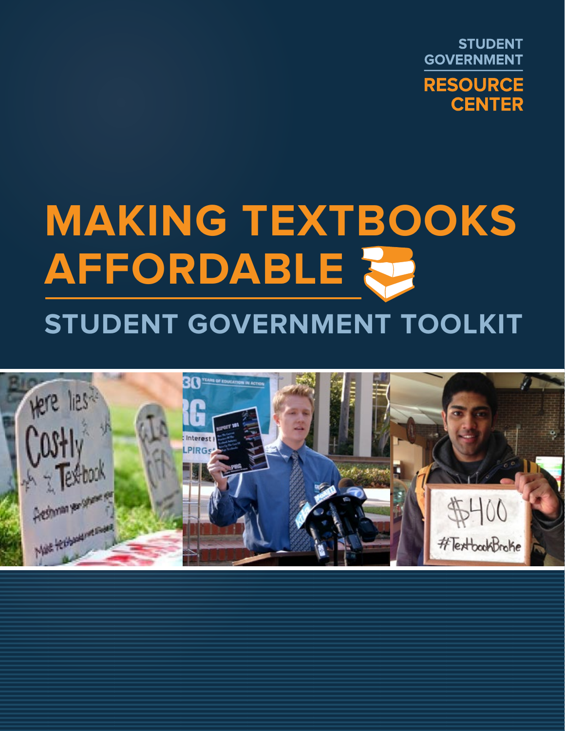STUDENT GOVERNMENT

RESOURCE CENTER

# MAKING TEXTBOOKS AFFORDABLE

## STUDENT GOVERNMENT TOOLKIT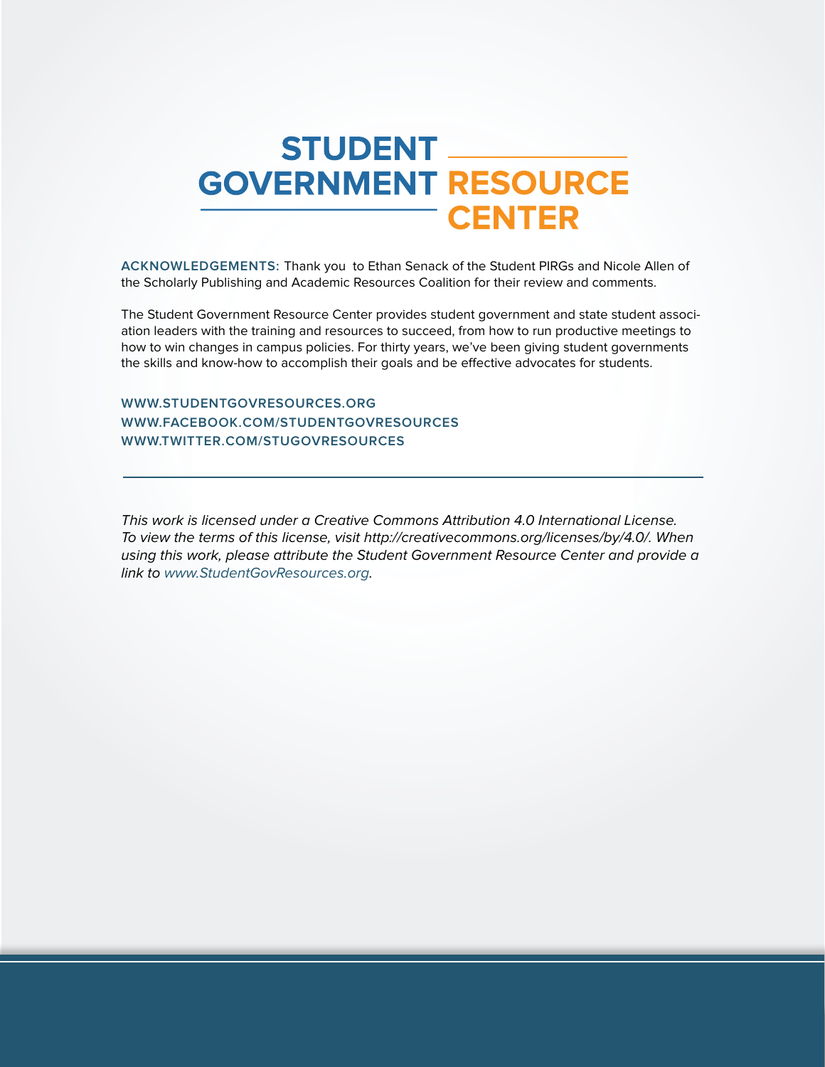# STUDENT GOVERNMENT RESOURCE CENTER

**ACKNOWLEDGEMENTS:** Thank you to Ethan Senack of the Student PIRGs and Nicole Allen of the Scholarly Publishing and Academic Resources Coalition for their review and comments.

The Student Government Resource Center provides student government and state student association leaders with the training and resources to succeed, from how to run productive meetings to how to win changes in campus policies. For thirty years, we've been giving student governments the skills and know-how to accomplish their goals and be effective advocates for students.

**WWW.STUDENTGOVRESOURCES.ORG**
**WWW.FACEBOOK.COM/STUDENTGOVRESOURCES**
**WWW.TWITTER.COM/STUGOVRESOURCES**

---

*This work is licensed under a Creative Commons Attribution 4.0 International License. To view the terms of this license, visit http://creativecommons.org/licenses/by/4.0/. When using this work, please attribute the Student Government Resource Center and provide a link to www.StudentGovResources.org.*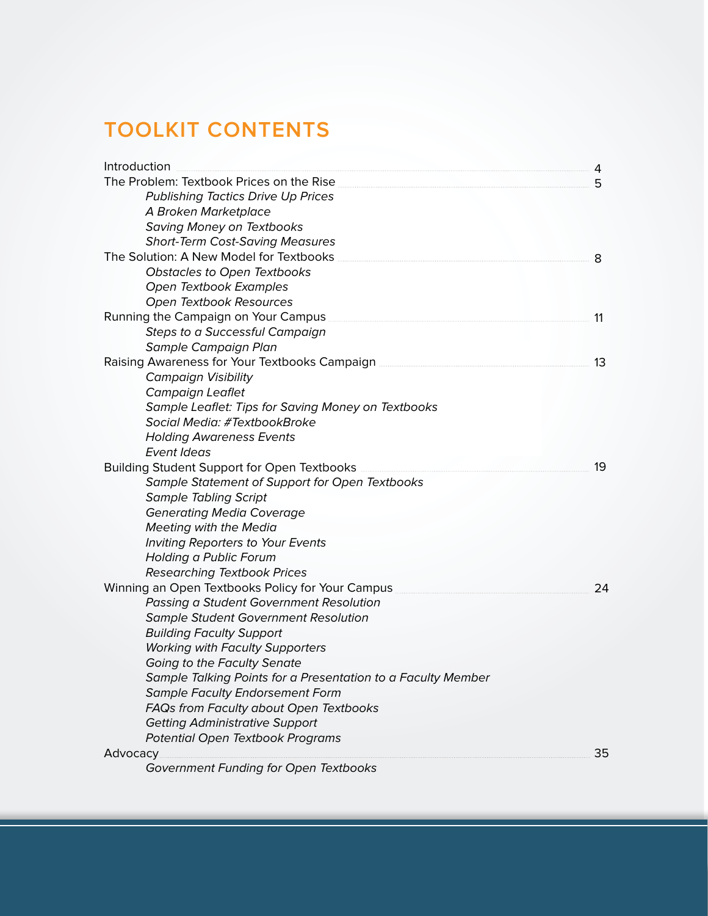# TOOLKIT CONTENTS

Introduction ..... 4

The Problem: Textbook Prices on the Rise ..... 5

- *Publishing Tactics Drive Up Prices*
- *A Broken Marketplace*
- *Saving Money on Textbooks*
- *Short-Term Cost-Saving Measures*

The Solution: A New Model for Textbooks ..... 8

- *Obstacles to Open Textbooks*
- *Open Textbook Examples*
- *Open Textbook Resources*

Running the Campaign on Your Campus ..... 11

- *Steps to a Successful Campaign*
- *Sample Campaign Plan*

Raising Awareness for Your Textbooks Campaign ..... 13

- *Campaign Visibility*
- *Campaign Leaflet*
- *Sample Leaflet: Tips for Saving Money on Textbooks*
- *Social Media: #TextbookBroke*
- *Holding Awareness Events*
- *Event Ideas*

Building Student Support for Open Textbooks ..... 19

- *Sample Statement of Support for Open Textbooks*
- *Sample Tabling Script*
- *Generating Media Coverage*
- *Meeting with the Media*
- *Inviting Reporters to Your Events*
- *Holding a Public Forum*
- *Researching Textbook Prices*

Winning an Open Textbooks Policy for Your Campus ..... 24

- *Passing a Student Government Resolution*
- *Sample Student Government Resolution*
- *Building Faculty Support*
- *Working with Faculty Supporters*
- *Going to the Faculty Senate*
- *Sample Talking Points for a Presentation to a Faculty Member*
- *Sample Faculty Endorsement Form*
- *FAQs from Faculty about Open Textbooks*
- *Getting Administrative Support*
- *Potential Open Textbook Programs*

Advocacy ..... 35

- *Government Funding for Open Textbooks*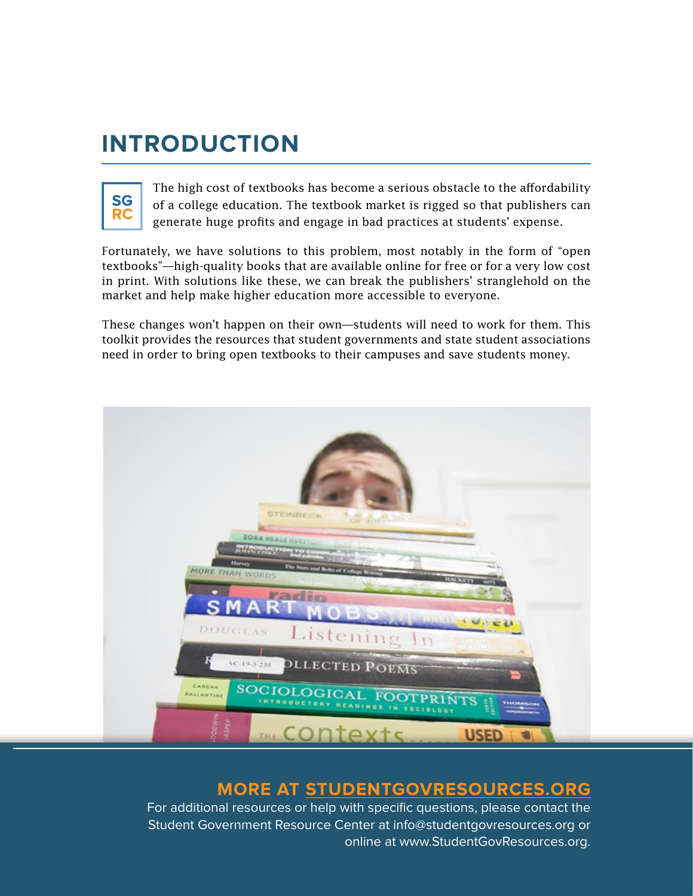# INTRODUCTION

The high cost of textbooks has become a serious obstacle to the affordability of a college education. The textbook market is rigged so that publishers can generate huge profits and engage in bad practices at students' expense.

Fortunately, we have solutions to this problem, most notably in the form of "open textbooks"—high-quality books that are available online for free or for a very low cost in print. With solutions like these, we can break the publishers' stranglehold on the market and help make higher education more accessible to everyone.

These changes won't happen on their own—students will need to work for them. This toolkit provides the resources that student governments and state student associations need in order to bring open textbooks to their campuses and save students money.

**MORE AT STUDENTGOVRESOURCES.ORG**

For additional resources or help with specific questions, please contact the Student Government Resource Center at info@studentgovresources.org or online at www.StudentGovResources.org.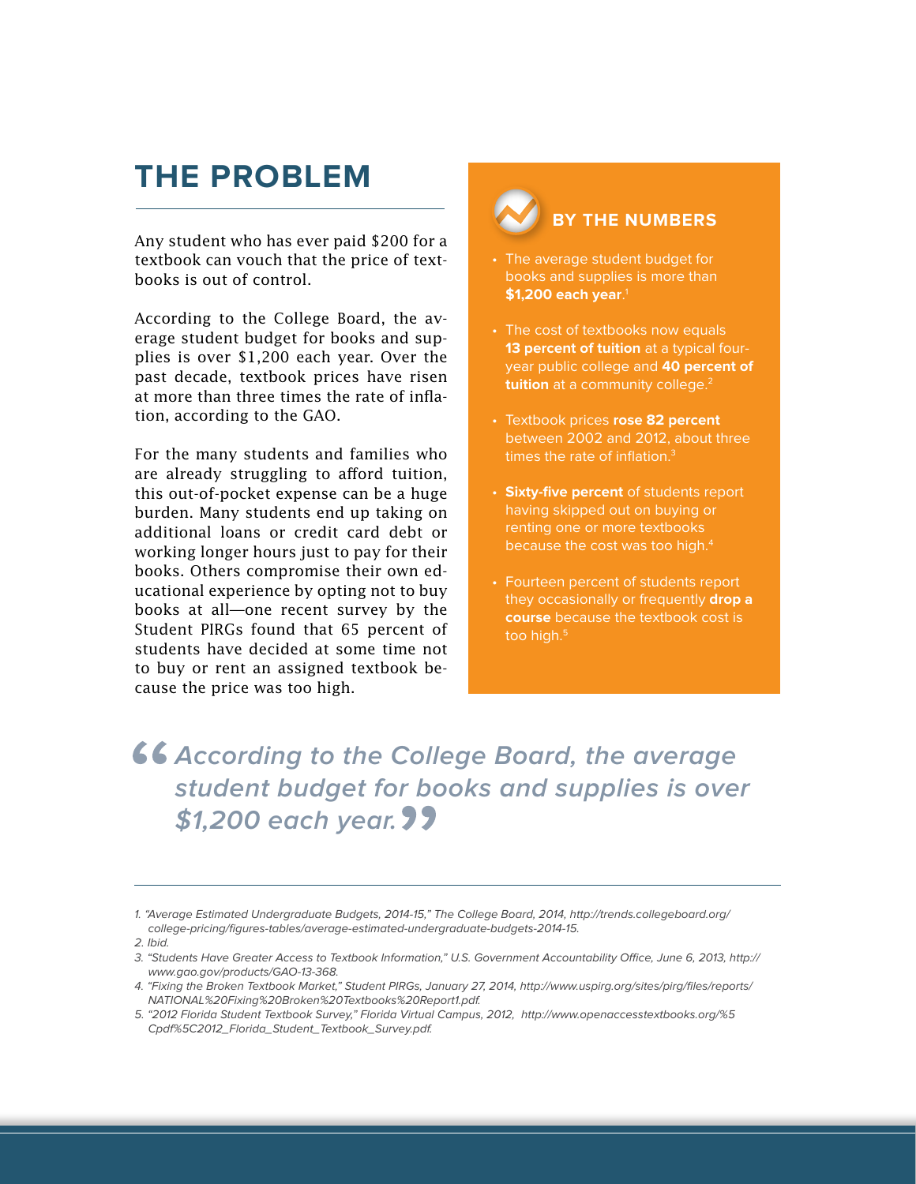## THE PROBLEM

Any student who has ever paid $200 for a textbook can vouch that the price of textbooks is out of control.

According to the College Board, the average student budget for books and supplies is over $1,200 each year. Over the past decade, textbook prices have risen at more than three times the rate of inflation, according to the GAO.

For the many students and families who are already struggling to afford tuition, this out-of-pocket expense can be a huge burden. Many students end up taking on additional loans or credit card debt or working longer hours just to pay for their books. Others compromise their own educational experience by opting not to buy books at all—one recent survey by the Student PIRGs found that 65 percent of students have decided at some time not to buy or rent an assigned textbook because the price was too high.

### BY THE NUMBERS

- The average student budget for books and supplies is more than **$1,200 each year**.[1]
- The cost of textbooks now equals **13 percent of tuition** at a typical four-year public college and **40 percent of tuition** at a community college.[2]
- Textbook prices **rose 82 percent** between 2002 and 2012, about three times the rate of inflation.[3]
- **Sixty-five percent** of students report having skipped out on buying or renting one or more textbooks because the cost was too high.[4]
- Fourteen percent of students report they occasionally or frequently **drop a course** because the textbook cost is too high.[5]

> *"According to the College Board, the average student budget for books and supplies is over $1,200 each year."*

---

1. *"Average Estimated Undergraduate Budgets, 2014-15," The College Board, 2014, http://trends.collegeboard.org/college-pricing/figures-tables/average-estimated-undergraduate-budgets-2014-15.*
2. *Ibid.*
3. *"Students Have Greater Access to Textbook Information," U.S. Government Accountability Office, June 6, 2013, http://www.gao.gov/products/GAO-13-368.*
4. *"Fixing the Broken Textbook Market," Student PIRGs, January 27, 2014, http://www.uspirg.org/sites/pirg/files/reports/NATIONAL%20Fixing%20Broken%20Textbooks%20Report1.pdf.*
5. *"2012 Florida Student Textbook Survey," Florida Virtual Campus, 2012, http://www.openaccesstextbooks.org/%5Cpdf%5C2012_Florida_Student_Textbook_Survey.pdf.*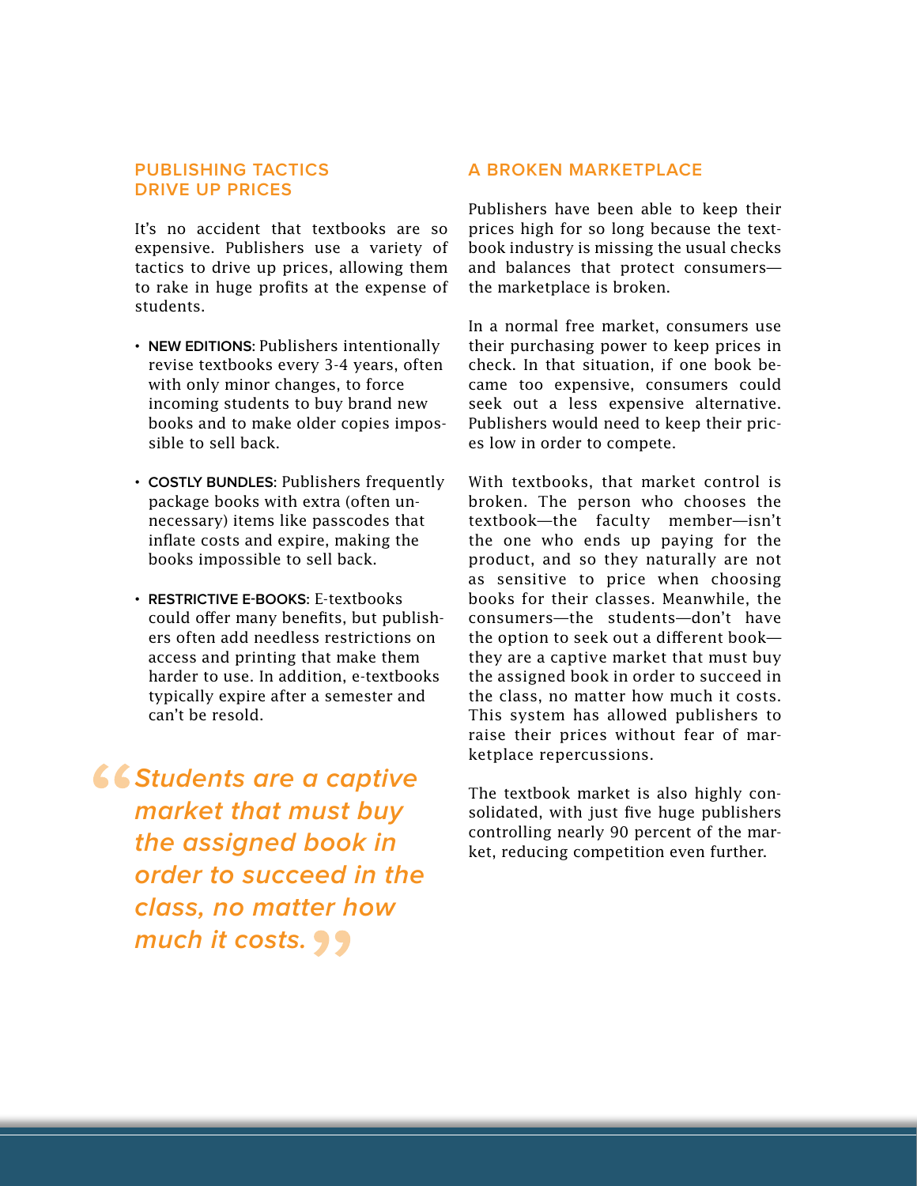## PUBLISHING TACTICS DRIVE UP PRICES

It's no accident that textbooks are so expensive. Publishers use a variety of tactics to drive up prices, allowing them to rake in huge profits at the expense of students.

- **NEW EDITIONS:** Publishers intentionally revise textbooks every 3-4 years, often with only minor changes, to force incoming students to buy brand new books and to make older copies impossible to sell back.
- **COSTLY BUNDLES:** Publishers frequently package books with extra (often unnecessary) items like passcodes that inflate costs and expire, making the books impossible to sell back.
- **RESTRICTIVE E-BOOKS:** E-textbooks could offer many benefits, but publishers often add needless restrictions on access and printing that make them harder to use. In addition, e-textbooks typically expire after a semester and can't be resold.

> ***"Students are a captive market that must buy the assigned book in order to succeed in the class, no matter how much it costs."***

## A BROKEN MARKETPLACE

Publishers have been able to keep their prices high for so long because the textbook industry is missing the usual checks and balances that protect consumers—the marketplace is broken.

In a normal free market, consumers use their purchasing power to keep prices in check. In that situation, if one book became too expensive, consumers could seek out a less expensive alternative. Publishers would need to keep their prices low in order to compete.

With textbooks, that market control is broken. The person who chooses the textbook—the faculty member—isn't the one who ends up paying for the product, and so they naturally are not as sensitive to price when choosing books for their classes. Meanwhile, the consumers—the students—don't have the option to seek out a different book—they are a captive market that must buy the assigned book in order to succeed in the class, no matter how much it costs. This system has allowed publishers to raise their prices without fear of marketplace repercussions.

The textbook market is also highly consolidated, with just five huge publishers controlling nearly 90 percent of the market, reducing competition even further.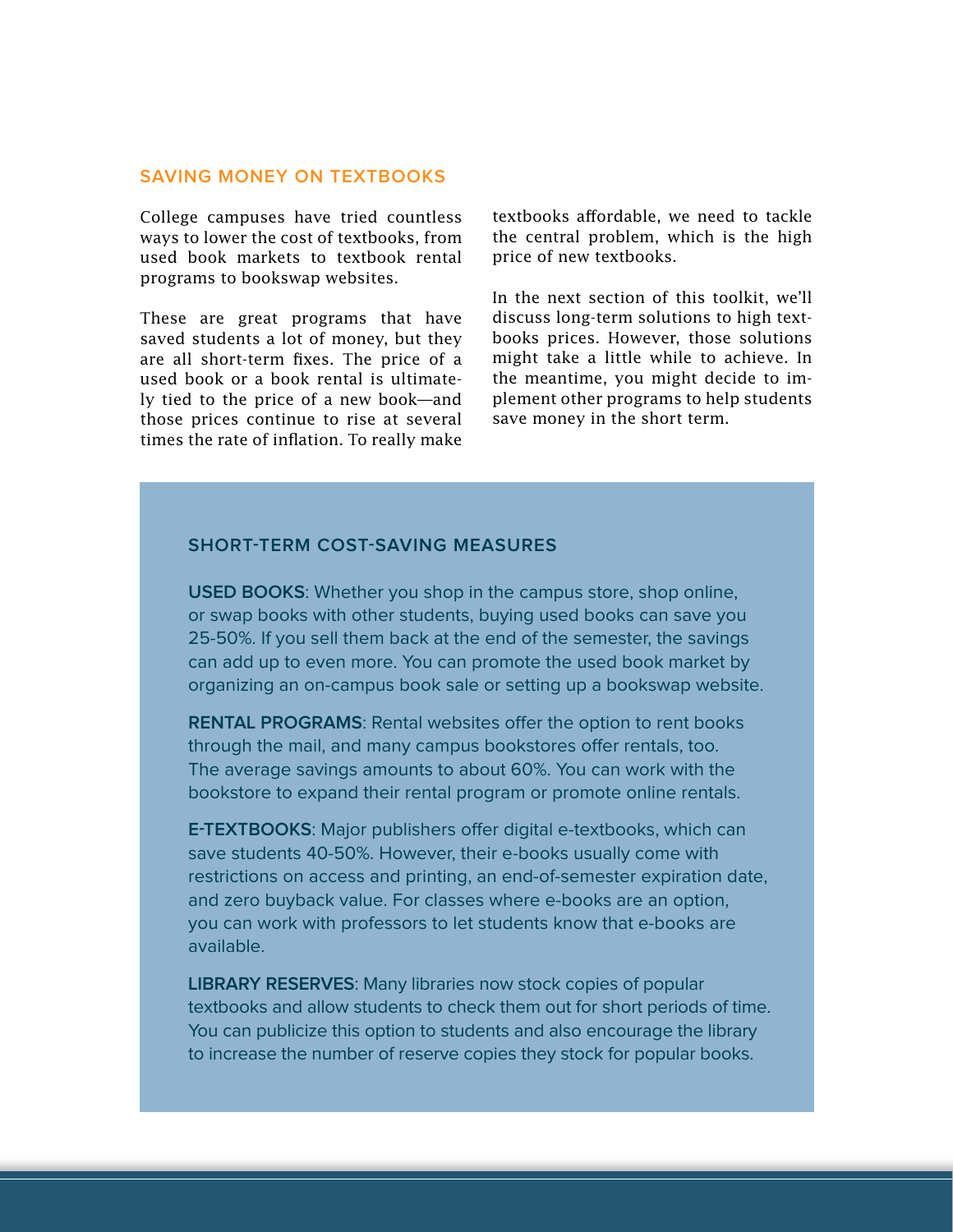## SAVING MONEY ON TEXTBOOKS

College campuses have tried countless ways to lower the cost of textbooks, from used book markets to textbook rental programs to bookswap websites.

These are great programs that have saved students a lot of money, but they are all short-term fixes. The price of a used book or a book rental is ultimately tied to the price of a new book—and those prices continue to rise at several times the rate of inflation. To really make textbooks affordable, we need to tackle the central problem, which is the high price of new textbooks.

In the next section of this toolkit, we'll discuss long-term solutions to high textbooks prices. However, those solutions might take a little while to achieve. In the meantime, you might decide to implement other programs to help students save money in the short term.

### SHORT-TERM COST-SAVING MEASURES

**USED BOOKS**: Whether you shop in the campus store, shop online, or swap books with other students, buying used books can save you 25-50%. If you sell them back at the end of the semester, the savings can add up to even more. You can promote the used book market by organizing an on-campus book sale or setting up a bookswap website.

**RENTAL PROGRAMS**: Rental websites offer the option to rent books through the mail, and many campus bookstores offer rentals, too. The average savings amounts to about 60%. You can work with the bookstore to expand their rental program or promote online rentals.

**E-TEXTBOOKS**: Major publishers offer digital e-textbooks, which can save students 40-50%. However, their e-books usually come with restrictions on access and printing, an end-of-semester expiration date, and zero buyback value. For classes where e-books are an option, you can work with professors to let students know that e-books are available.

**LIBRARY RESERVES**: Many libraries now stock copies of popular textbooks and allow students to check them out for short periods of time. You can publicize this option to students and also encourage the library to increase the number of reserve copies they stock for popular books.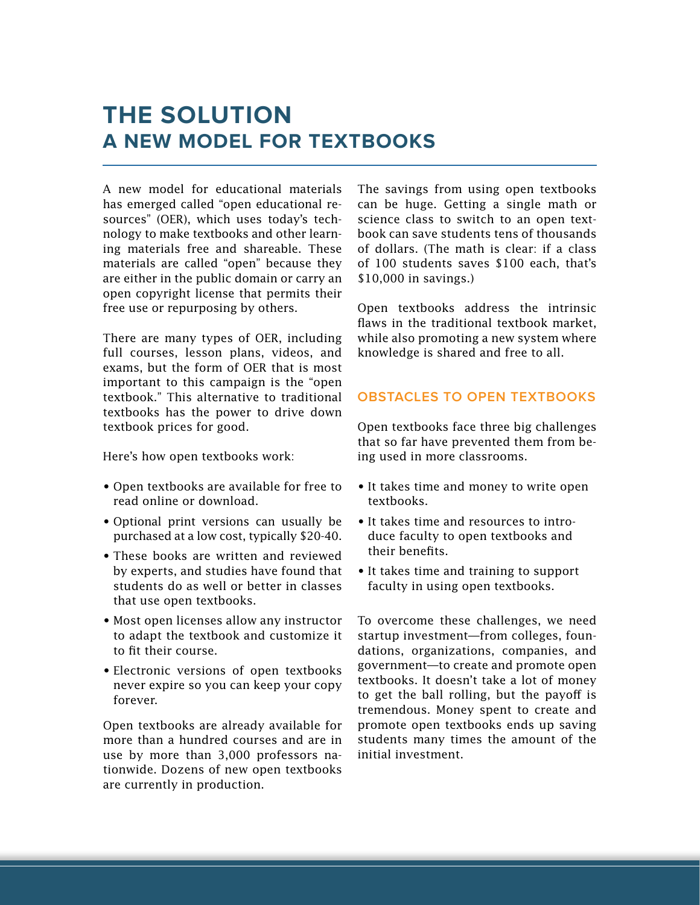# THE SOLUTION
## A NEW MODEL FOR TEXTBOOKS

A new model for educational materials has emerged called "open educational resources" (OER), which uses today's technology to make textbooks and other learning materials free and shareable. These materials are called "open" because they are either in the public domain or carry an open copyright license that permits their free use or repurposing by others.

There are many types of OER, including full courses, lesson plans, videos, and exams, but the form of OER that is most important to this campaign is the "open textbook." This alternative to traditional textbooks has the power to drive down textbook prices for good.

Here's how open textbooks work:

- Open textbooks are available for free to read online or download.
- Optional print versions can usually be purchased at a low cost, typically $20-40.
- These books are written and reviewed by experts, and studies have found that students do as well or better in classes that use open textbooks.
- Most open licenses allow any instructor to adapt the textbook and customize it to fit their course.
- Electronic versions of open textbooks never expire so you can keep your copy forever.

Open textbooks are already available for more than a hundred courses and are in use by more than 3,000 professors nationwide. Dozens of new open textbooks are currently in production.

The savings from using open textbooks can be huge. Getting a single math or science class to switch to an open textbook can save students tens of thousands of dollars. (The math is clear: if a class of 100 students saves $100 each, that's $10,000 in savings.)

Open textbooks address the intrinsic flaws in the traditional textbook market, while also promoting a new system where knowledge is shared and free to all.

### OBSTACLES TO OPEN TEXTBOOKS

Open textbooks face three big challenges that so far have prevented them from being used in more classrooms.

- It takes time and money to write open textbooks.
- It takes time and resources to introduce faculty to open textbooks and their benefits.
- It takes time and training to support faculty in using open textbooks.

To overcome these challenges, we need startup investment—from colleges, foundations, organizations, companies, and government—to create and promote open textbooks. It doesn't take a lot of money to get the ball rolling, but the payoff is tremendous. Money spent to create and promote open textbooks ends up saving students many times the amount of the initial investment.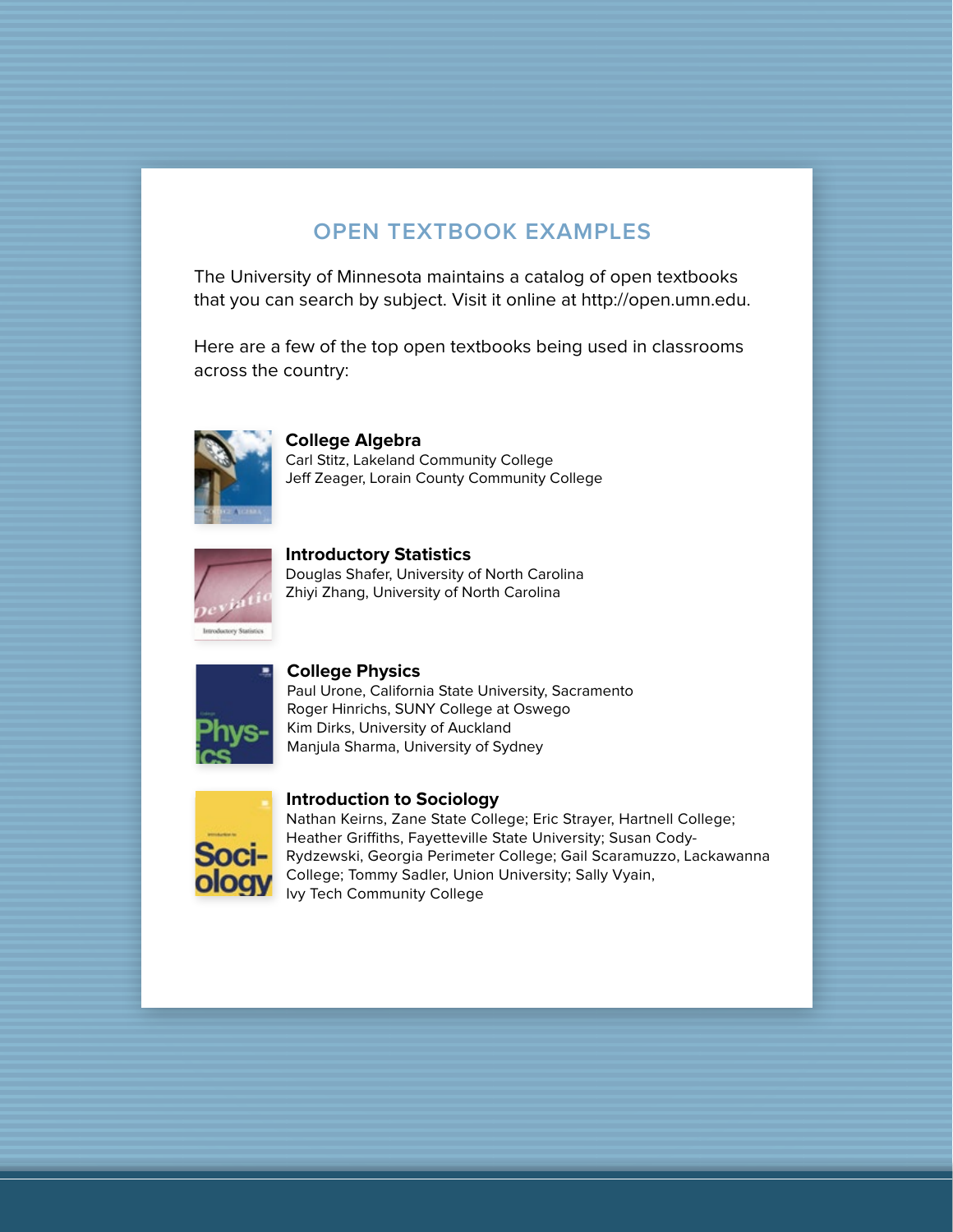## OPEN TEXTBOOK EXAMPLES

The University of Minnesota maintains a catalog of open textbooks that you can search by subject. Visit it online at http://open.umn.edu.

Here are a few of the top open textbooks being used in classrooms across the country:

**College Algebra**
Carl Stitz, Lakeland Community College
Jeff Zeager, Lorain County Community College

**Introductory Statistics**
Douglas Shafer, University of North Carolina
Zhiyi Zhang, University of North Carolina

**College Physics**
Paul Urone, California State University, Sacramento
Roger Hinrichs, SUNY College at Oswego
Kim Dirks, University of Auckland
Manjula Sharma, University of Sydney

**Introduction to Sociology**
Nathan Keirns, Zane State College; Eric Strayer, Hartnell College; Heather Griffiths, Fayetteville State University; Susan Cody-Rydzewski, Georgia Perimeter College; Gail Scaramuzzo, Lackawanna College; Tommy Sadler, Union University; Sally Vyain, Ivy Tech Community College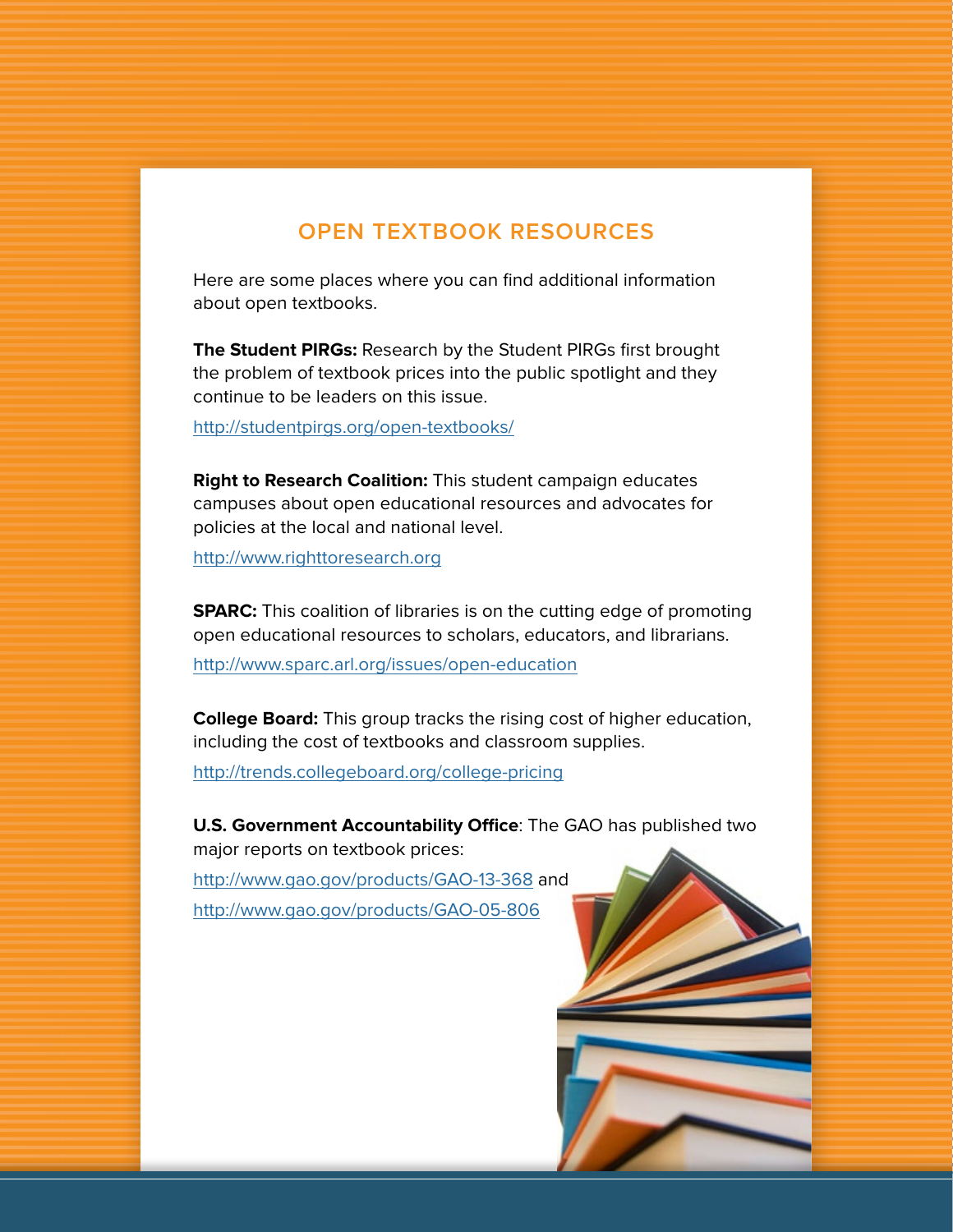## OPEN TEXTBOOK RESOURCES

Here are some places where you can find additional information about open textbooks.

**The Student PIRGs:** Research by the Student PIRGs first brought the problem of textbook prices into the public spotlight and they continue to be leaders on this issue.

http://studentpirgs.org/open-textbooks/

**Right to Research Coalition:** This student campaign educates campuses about open educational resources and advocates for policies at the local and national level.

http://www.righttoresearch.org

**SPARC:** This coalition of libraries is on the cutting edge of promoting open educational resources to scholars, educators, and librarians.

http://www.sparc.arl.org/issues/open-education

**College Board:** This group tracks the rising cost of higher education, including the cost of textbooks and classroom supplies.

http://trends.collegeboard.org/college-pricing

**U.S. Government Accountability Office**: The GAO has published two major reports on textbook prices:

http://www.gao.gov/products/GAO-13-368 and

http://www.gao.gov/products/GAO-05-806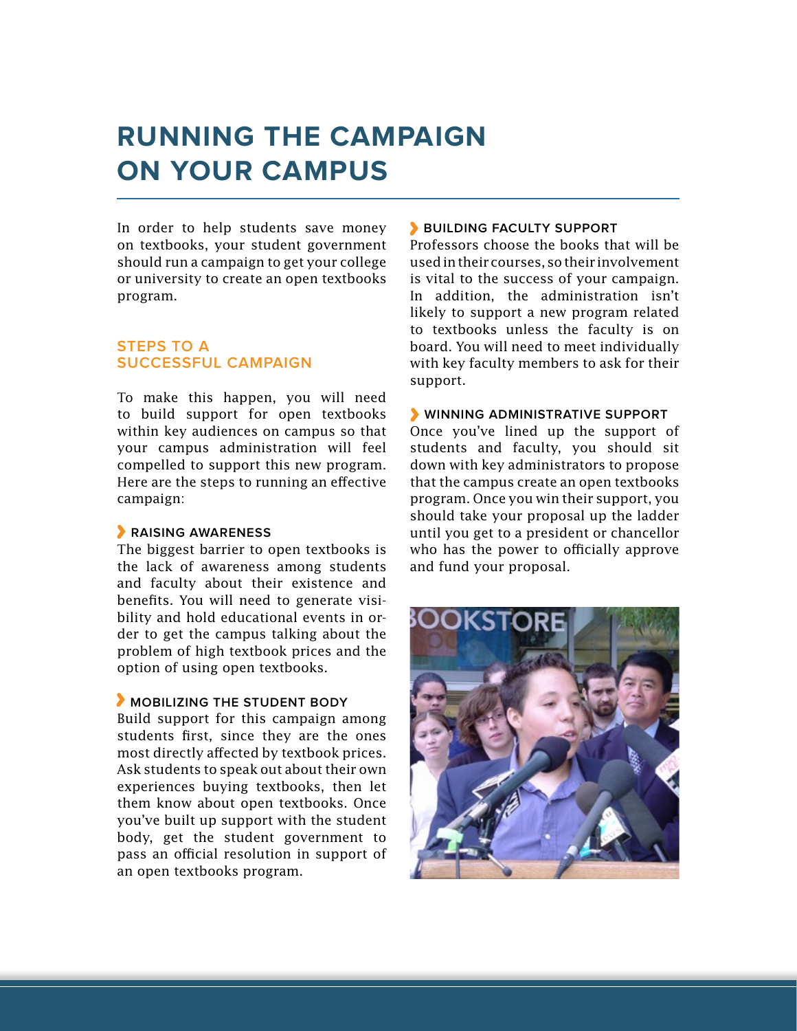# RUNNING THE CAMPAIGN ON YOUR CAMPUS

In order to help students save money on textbooks, your student government should run a campaign to get your college or university to create an open textbooks program.

## STEPS TO A SUCCESSFUL CAMPAIGN

To make this happen, you will need to build support for open textbooks within key audiences on campus so that your campus administration will feel compelled to support this new program. Here are the steps to running an effective campaign:

### RAISING AWARENESS

The biggest barrier to open textbooks is the lack of awareness among students and faculty about their existence and benefits. You will need to generate visibility and hold educational events in order to get the campus talking about the problem of high textbook prices and the option of using open textbooks.

### MOBILIZING THE STUDENT BODY

Build support for this campaign among students first, since they are the ones most directly affected by textbook prices. Ask students to speak out about their own experiences buying textbooks, then let them know about open textbooks. Once you've built up support with the student body, get the student government to pass an official resolution in support of an open textbooks program.

### BUILDING FACULTY SUPPORT

Professors choose the books that will be used in their courses, so their involvement is vital to the success of your campaign. In addition, the administration isn't likely to support a new program related to textbooks unless the faculty is on board. You will need to meet individually with key faculty members to ask for their support.

### WINNING ADMINISTRATIVE SUPPORT

Once you've lined up the support of students and faculty, you should sit down with key administrators to propose that the campus create an open textbooks program. Once you win their support, you should take your proposal up the ladder until you get to a president or chancellor who has the power to officially approve and fund your proposal.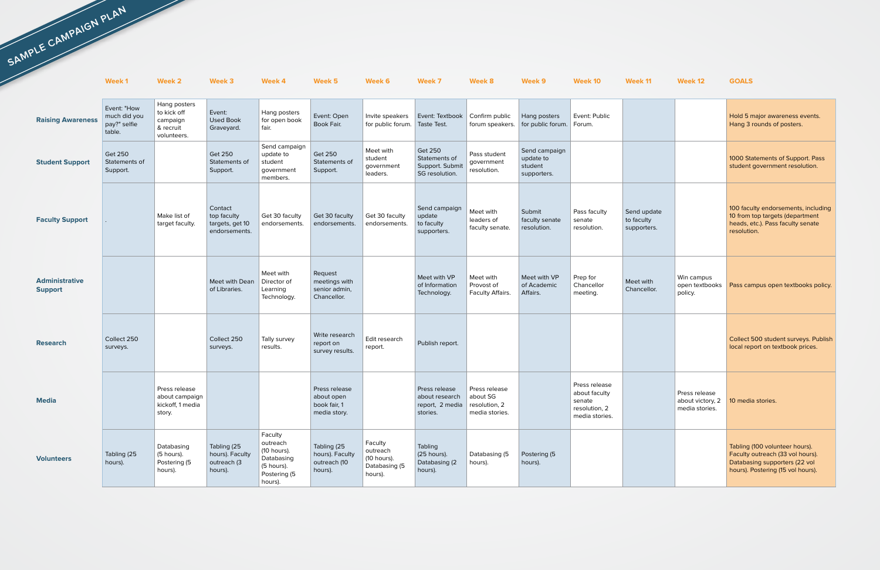# SAMPLE CAMPAIGN PLAN

| | Week 1 | Week 2 | Week 3 | Week 4 | Week 5 | Week 6 | Week 7 | Week 8 | Week 9 | Week 10 | Week 11 | Week 12 | GOALS |
|---|---|---|---|---|---|---|---|---|---|---|---|---|---|
| **Raising Awareness** | Event: "How much did you pay?" selfie table. | Hang posters to kick off campaign & recruit volunteers. | Event: Used Book Graveyard. | Hang posters for open book fair. | Event: Open Book Fair. | Invite speakers for public forum. | Event: Textbook Taste Test. | Confirm public forum speakers. | Hang posters for public forum. | Event: Public Forum. | | | Hold 5 major awareness events. Hang 3 rounds of posters. |
| **Student Support** | Get 250 Statements of Support. | | Get 250 Statements of Support. | Send campaign update to student government members. | Get 250 Statements of Support. | Meet with student government leaders. | Get 250 Statements of Support. Submit SG resolution. | Pass student government resolution. | Send campaign update to student supporters. | | | | 1000 Statements of Support. Pass student government resolution. |
| **Faculty Support** | . | Make list of target faculty. | Contact top faculty targets, get 10 endorsements. | Get 30 faculty endorsements. | Get 30 faculty endorsements. | Get 30 faculty endorsements. | Send campaign update to faculty supporters. | Meet with leaders of faculty senate. | Submit faculty senate resolution. | Pass faculty senate resolution. | Send update to faculty supporters. | | 100 faculty endorsements, including 10 from top targets (department heads, etc.). Pass faculty senate resolution. |
| **Administrative Support** | | | Meet with Dean of Libraries. | Meet with Director of Learning Technology. | Request meetings with senior admin, Chancellor. | | Meet with VP of Information Technology. | Meet with Provost of Faculty Affairs. | Meet with VP of Academic Affairs. | Prep for Chancellor meeting. | Meet with Chancellor. | Win campus open textbooks policy. | Pass campus open textbooks policy. |
| **Research** | Collect 250 surveys. | | Collect 250 surveys. | Tally survey results. | Write research report on survey results. | Edit research report. | Publish report. | | | | | | Collect 500 student surveys. Publish local report on textbook prices. |
| **Media** | | Press release about campaign kickoff, 1 media story. | | | Press release about open book fair, 1 media story. | | Press release about research report, 2 media stories. | Press release about SG resolution, 2 media stories. | | Press release about faculty senate resolution, 2 media stories. | | Press release about victory, 2 media stories. | 10 media stories. |
| **Volunteers** | Tabling (25 hours). | Databasing (5 hours). Postering (5 hours). | Tabling (25 hours). Faculty outreach (3 hours). | Faculty outreach (10 hours). Databasing (5 hours). Postering (5 hours). | Tabling (25 hours). Faculty outreach (10 hours). | Faculty outreach (10 hours). Databasing (5 hours). | Tabling (25 hours). Databasing (2 hours). | Databasing (5 hours). | Postering (5 hours). | | | | Tabling (100 volunteer hours). Faculty outreach (33 vol hours). Databasing supporters (22 vol hours). Postering (15 vol hours). |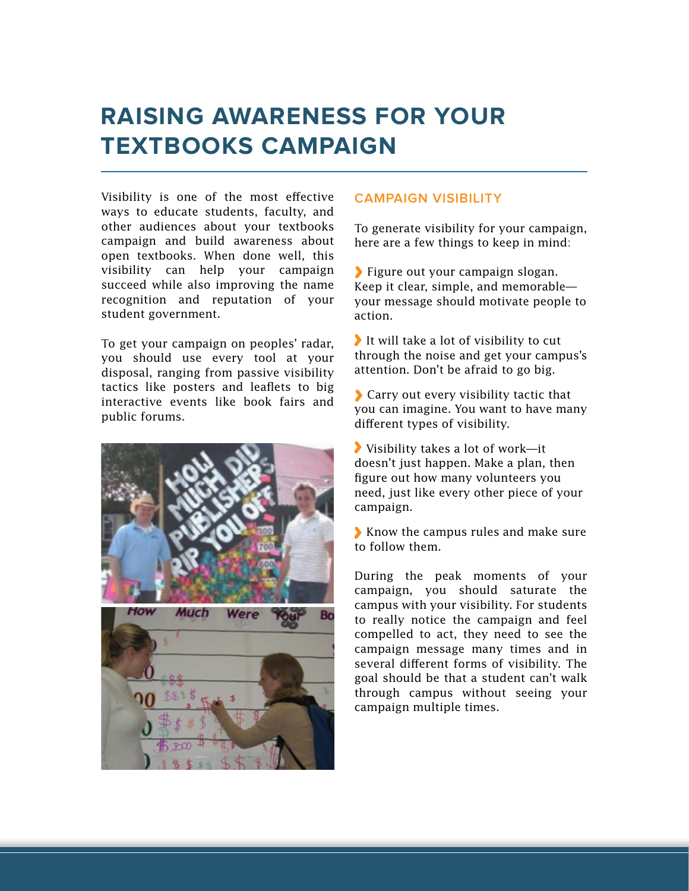# RAISING AWARENESS FOR YOUR TEXTBOOKS CAMPAIGN

Visibility is one of the most effective ways to educate students, faculty, and other audiences about your textbooks campaign and build awareness about open textbooks. When done well, this visibility can help your campaign succeed while also improving the name recognition and reputation of your student government.

To get your campaign on peoples' radar, you should use every tool at your disposal, ranging from passive visibility tactics like posters and leaflets to big interactive events like book fairs and public forums.

## CAMPAIGN VISIBILITY

To generate visibility for your campaign, here are a few things to keep in mind:

- Figure out your campaign slogan. Keep it clear, simple, and memorable—your message should motivate people to action.
- It will take a lot of visibility to cut through the noise and get your campus's attention. Don't be afraid to go big.
- Carry out every visibility tactic that you can imagine. You want to have many different types of visibility.
- Visibility takes a lot of work—it doesn't just happen. Make a plan, then figure out how many volunteers you need, just like every other piece of your campaign.
- Know the campus rules and make sure to follow them.

During the peak moments of your campaign, you should saturate the campus with your visibility. For students to really notice the campaign and feel compelled to act, they need to see the campaign message many times and in several different forms of visibility. The goal should be that a student can't walk through campus without seeing your campaign multiple times.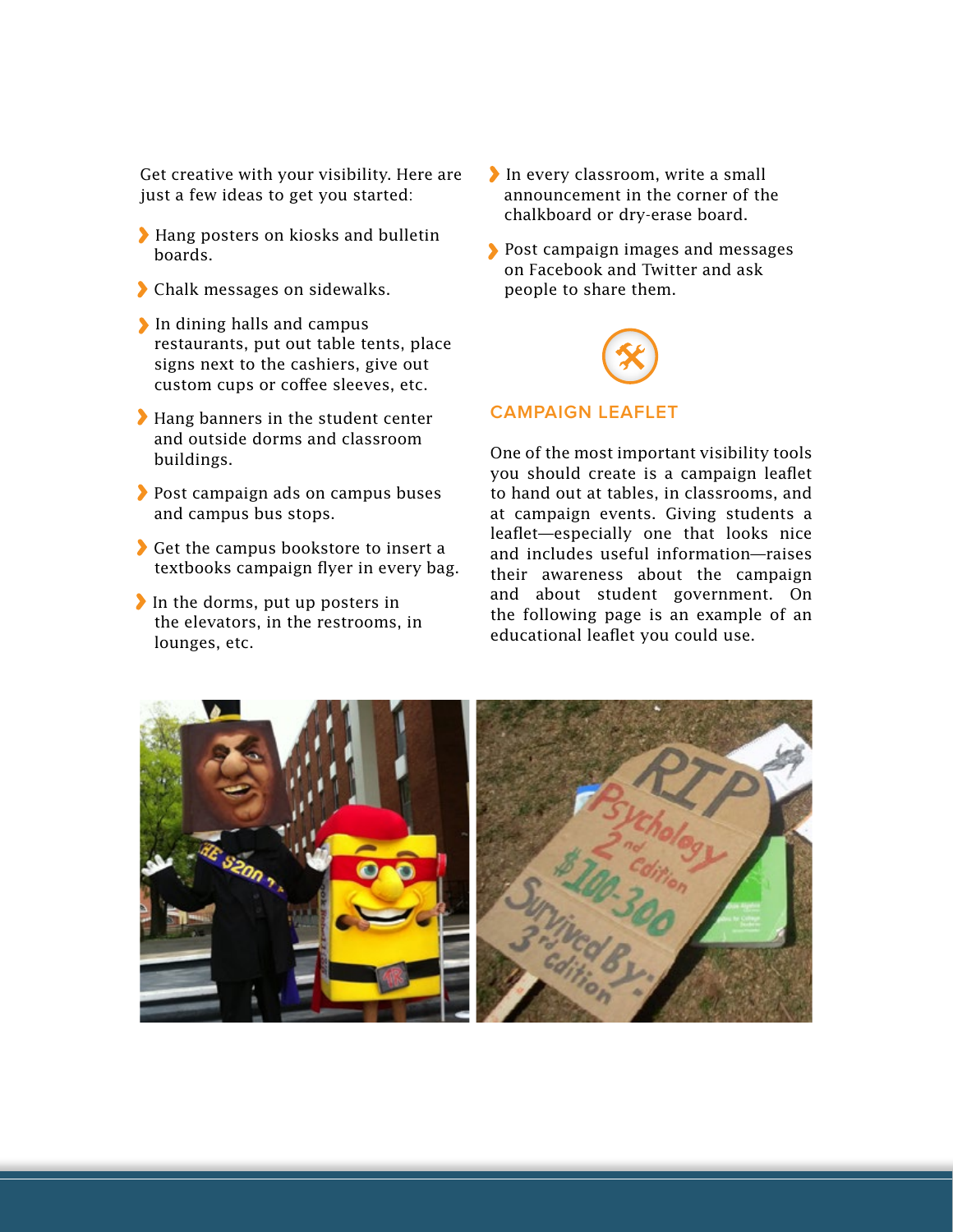Get creative with your visibility. Here are just a few ideas to get you started:

- Hang posters on kiosks and bulletin boards.
- Chalk messages on sidewalks.
- In dining halls and campus restaurants, put out table tents, place signs next to the cashiers, give out custom cups or coffee sleeves, etc.
- Hang banners in the student center and outside dorms and classroom buildings.
- Post campaign ads on campus buses and campus bus stops.
- Get the campus bookstore to insert a textbooks campaign flyer in every bag.
- In the dorms, put up posters in the elevators, in the restrooms, in lounges, etc.
- In every classroom, write a small announcement in the corner of the chalkboard or dry-erase board.
- Post campaign images and messages on Facebook and Twitter and ask people to share them.

## CAMPAIGN LEAFLET

One of the most important visibility tools you should create is a campaign leaflet to hand out at tables, in classrooms, and at campaign events. Giving students a leaflet—especially one that looks nice and includes useful information—raises their awareness about the campaign and about student government. On the following page is an example of an educational leaflet you could use.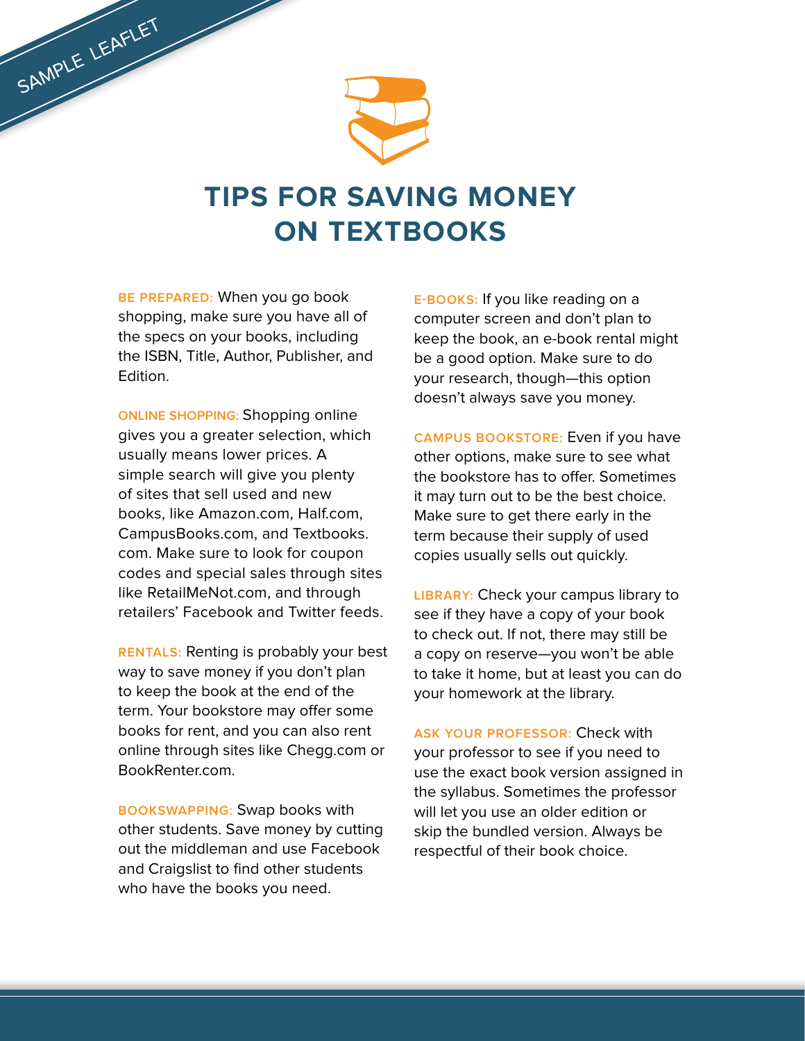SAMPLE LEAFLET

# TIPS FOR SAVING MONEY ON TEXTBOOKS

**BE PREPARED:** When you go book shopping, make sure you have all of the specs on your books, including the ISBN, Title, Author, Publisher, and Edition.

**ONLINE SHOPPING:** Shopping online gives you a greater selection, which usually means lower prices. A simple search will give you plenty of sites that sell used and new books, like Amazon.com, Half.com, CampusBooks.com, and Textbooks.com. Make sure to look for coupon codes and special sales through sites like RetailMeNot.com, and through retailers' Facebook and Twitter feeds.

**RENTALS:** Renting is probably your best way to save money if you don't plan to keep the book at the end of the term. Your bookstore may offer some books for rent, and you can also rent online through sites like Chegg.com or BookRenter.com.

**BOOKSWAPPING:** Swap books with other students. Save money by cutting out the middleman and use Facebook and Craigslist to find other students who have the books you need.

**E-BOOKS:** If you like reading on a computer screen and don't plan to keep the book, an e-book rental might be a good option. Make sure to do your research, though—this option doesn't always save you money.

**CAMPUS BOOKSTORE:** Even if you have other options, make sure to see what the bookstore has to offer. Sometimes it may turn out to be the best choice. Make sure to get there early in the term because their supply of used copies usually sells out quickly.

**LIBRARY:** Check your campus library to see if they have a copy of your book to check out. If not, there may still be a copy on reserve—you won't be able to take it home, but at least you can do your homework at the library.

**ASK YOUR PROFESSOR:** Check with your professor to see if you need to use the exact book version assigned in the syllabus. Sometimes the professor will let you use an older edition or skip the bundled version. Always be respectful of their book choice.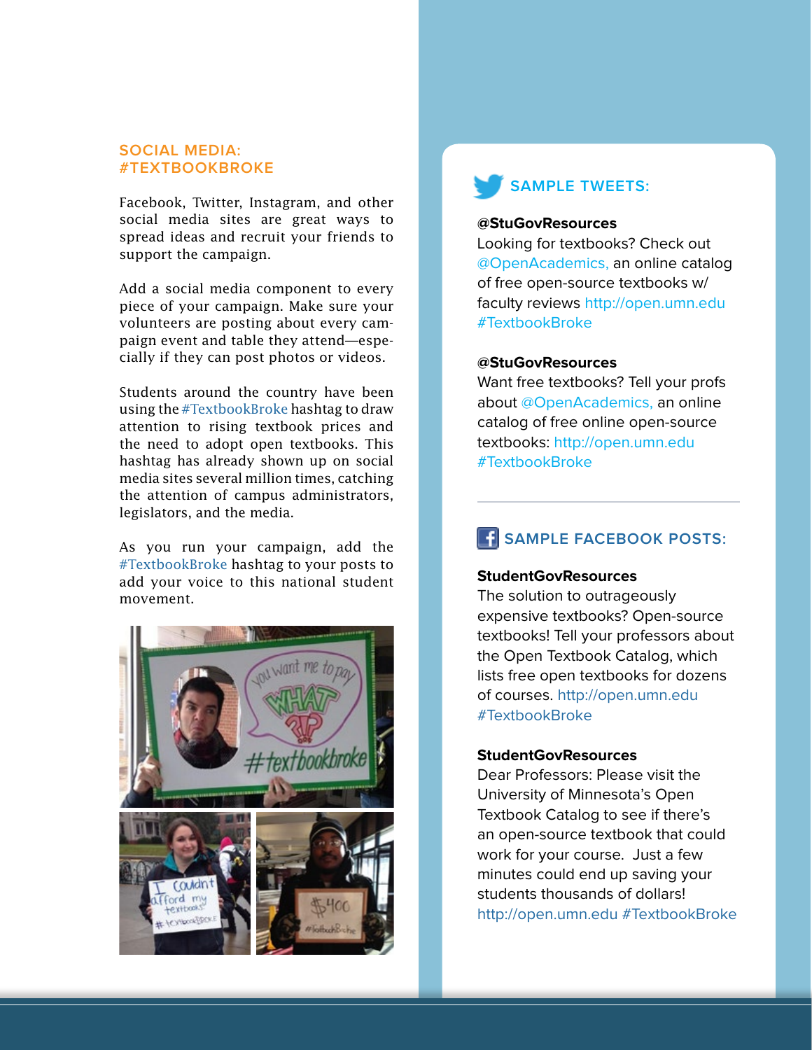## SOCIAL MEDIA: #TEXTBOOKBROKE

Facebook, Twitter, Instagram, and other social media sites are great ways to spread ideas and recruit your friends to support the campaign.

Add a social media component to every piece of your campaign. Make sure your volunteers are posting about every campaign event and table they attend—especially if they can post photos or videos.

Students around the country have been using the #TextbookBroke hashtag to draw attention to rising textbook prices and the need to adopt open textbooks. This hashtag has already shown up on social media sites several million times, catching the attention of campus administrators, legislators, and the media.

As you run your campaign, add the #TextbookBroke hashtag to your posts to add your voice to this national student movement.

### SAMPLE TWEETS:

**@StuGovResources**
Looking for textbooks? Check out @OpenAcademics, an online catalog of free open-source textbooks w/ faculty reviews http://open.umn.edu #TextbookBroke

**@StuGovResources**
Want free textbooks? Tell your profs about @OpenAcademics, an online catalog of free online open-source textbooks: http://open.umn.edu #TextbookBroke

### SAMPLE FACEBOOK POSTS:

**StudentGovResources**
The solution to outrageously expensive textbooks? Open-source textbooks! Tell your professors about the Open Textbook Catalog, which lists free open textbooks for dozens of courses. http://open.umn.edu #TextbookBroke

**StudentGovResources**
Dear Professors: Please visit the University of Minnesota's Open Textbook Catalog to see if there's an open-source textbook that could work for your course. Just a few minutes could end up saving your students thousands of dollars! http://open.umn.edu #TextbookBroke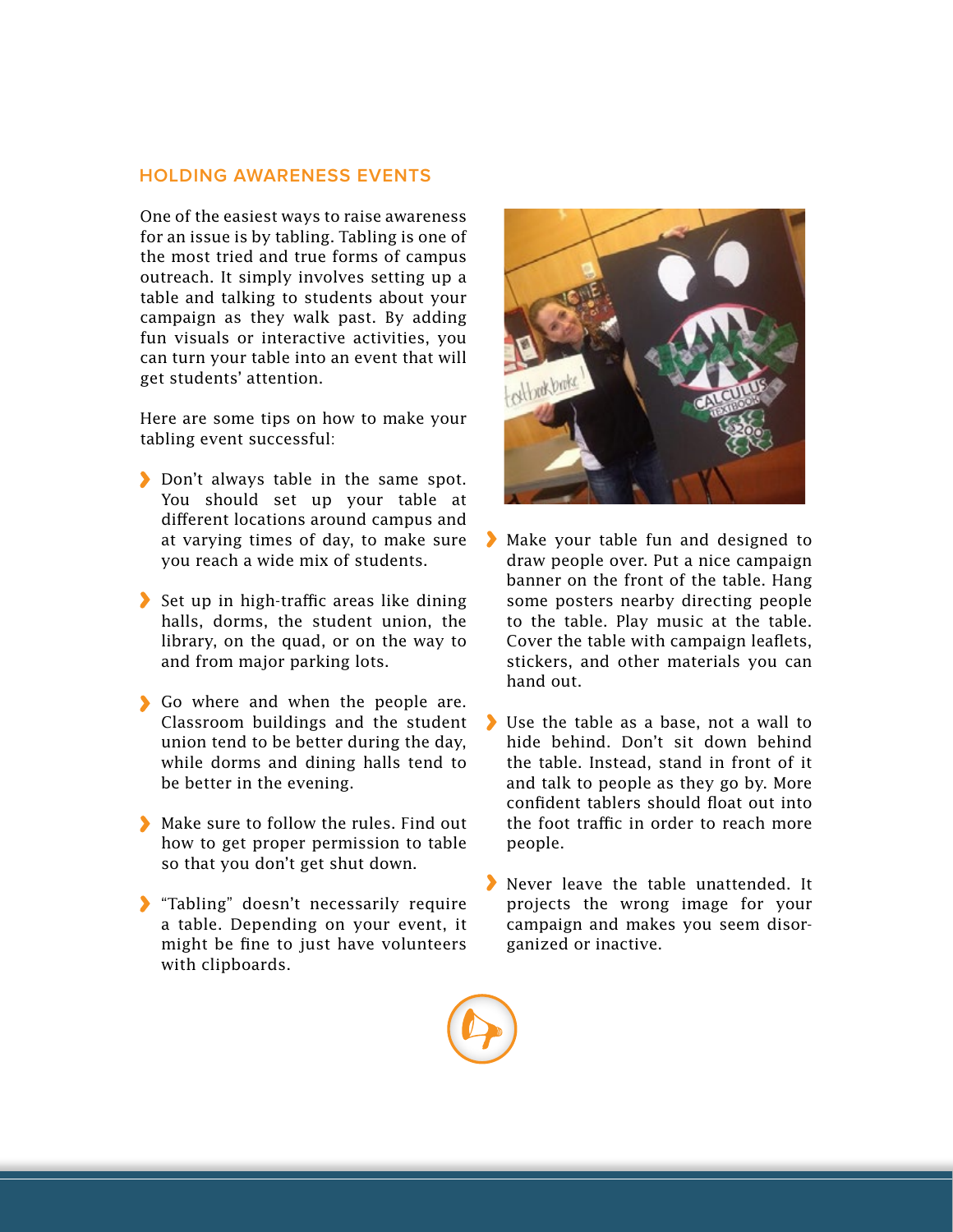## HOLDING AWARENESS EVENTS

One of the easiest ways to raise awareness for an issue is by tabling. Tabling is one of the most tried and true forms of campus outreach. It simply involves setting up a table and talking to students about your campaign as they walk past. By adding fun visuals or interactive activities, you can turn your table into an event that will get students' attention.

Here are some tips on how to make your tabling event successful:

- Don't always table in the same spot. You should set up your table at different locations around campus and at varying times of day, to make sure you reach a wide mix of students.
- Set up in high-traffic areas like dining halls, dorms, the student union, the library, on the quad, or on the way to and from major parking lots.
- Go where and when the people are. Classroom buildings and the student union tend to be better during the day, while dorms and dining halls tend to be better in the evening.
- Make sure to follow the rules. Find out how to get proper permission to table so that you don't get shut down.
- "Tabling" doesn't necessarily require a table. Depending on your event, it might be fine to just have volunteers with clipboards.
- Make your table fun and designed to draw people over. Put a nice campaign banner on the front of the table. Hang some posters nearby directing people to the table. Play music at the table. Cover the table with campaign leaflets, stickers, and other materials you can hand out.
- Use the table as a base, not a wall to hide behind. Don't sit down behind the table. Instead, stand in front of it and talk to people as they go by. More confident tablers should float out into the foot traffic in order to reach more people.
- Never leave the table unattended. It projects the wrong image for your campaign and makes you seem disorganized or inactive.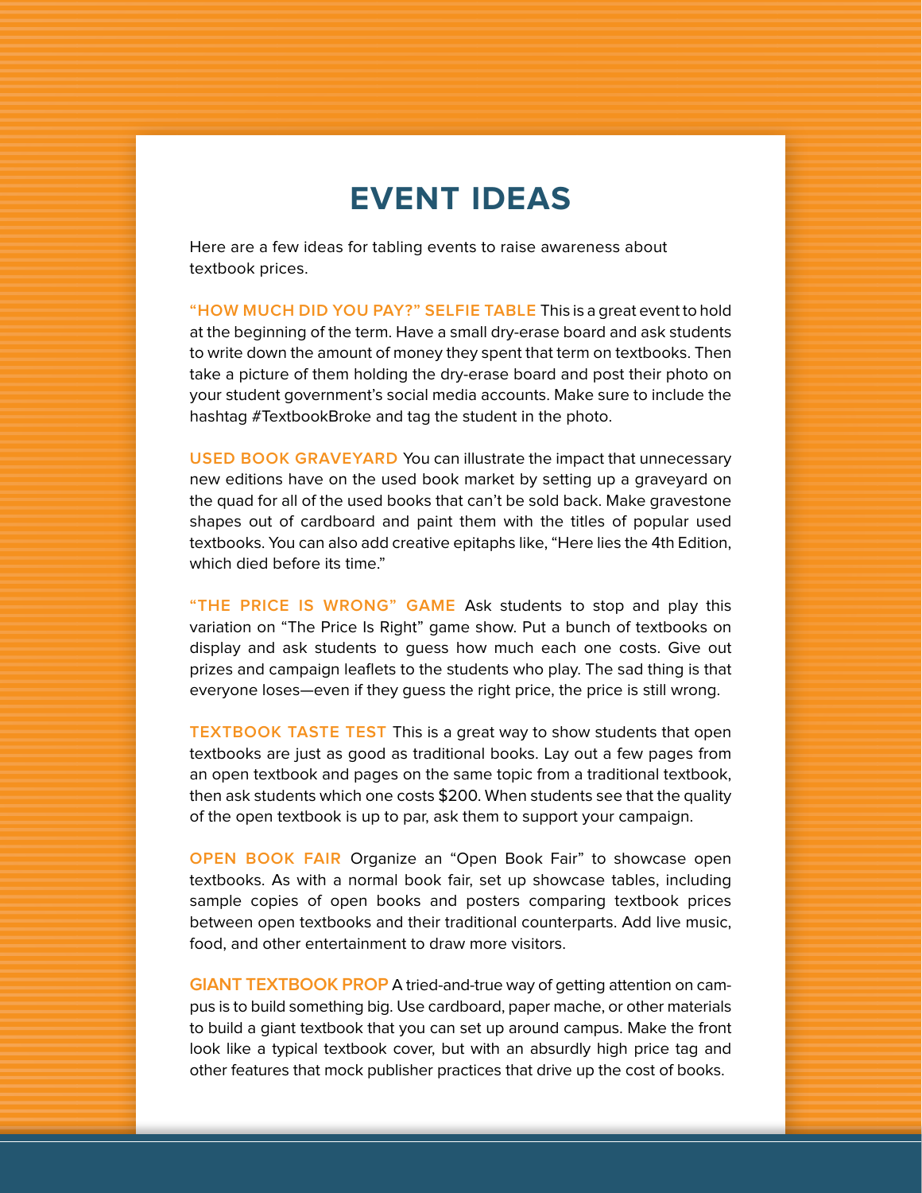# EVENT IDEAS

Here are a few ideas for tabling events to raise awareness about textbook prices.

**"HOW MUCH DID YOU PAY?" SELFIE TABLE** This is a great event to hold at the beginning of the term. Have a small dry-erase board and ask students to write down the amount of money they spent that term on textbooks. Then take a picture of them holding the dry-erase board and post their photo on your student government's social media accounts. Make sure to include the hashtag #TextbookBroke and tag the student in the photo.

**USED BOOK GRAVEYARD** You can illustrate the impact that unnecessary new editions have on the used book market by setting up a graveyard on the quad for all of the used books that can't be sold back. Make gravestone shapes out of cardboard and paint them with the titles of popular used textbooks. You can also add creative epitaphs like, "Here lies the 4th Edition, which died before its time."

**"THE PRICE IS WRONG" GAME** Ask students to stop and play this variation on "The Price Is Right" game show. Put a bunch of textbooks on display and ask students to guess how much each one costs. Give out prizes and campaign leaflets to the students who play. The sad thing is that everyone loses—even if they guess the right price, the price is still wrong.

**TEXTBOOK TASTE TEST** This is a great way to show students that open textbooks are just as good as traditional books. Lay out a few pages from an open textbook and pages on the same topic from a traditional textbook, then ask students which one costs $200. When students see that the quality of the open textbook is up to par, ask them to support your campaign.

**OPEN BOOK FAIR** Organize an "Open Book Fair" to showcase open textbooks. As with a normal book fair, set up showcase tables, including sample copies of open books and posters comparing textbook prices between open textbooks and their traditional counterparts. Add live music, food, and other entertainment to draw more visitors.

**GIANT TEXTBOOK PROP** A tried-and-true way of getting attention on campus is to build something big. Use cardboard, paper mache, or other materials to build a giant textbook that you can set up around campus. Make the front look like a typical textbook cover, but with an absurdly high price tag and other features that mock publisher practices that drive up the cost of books.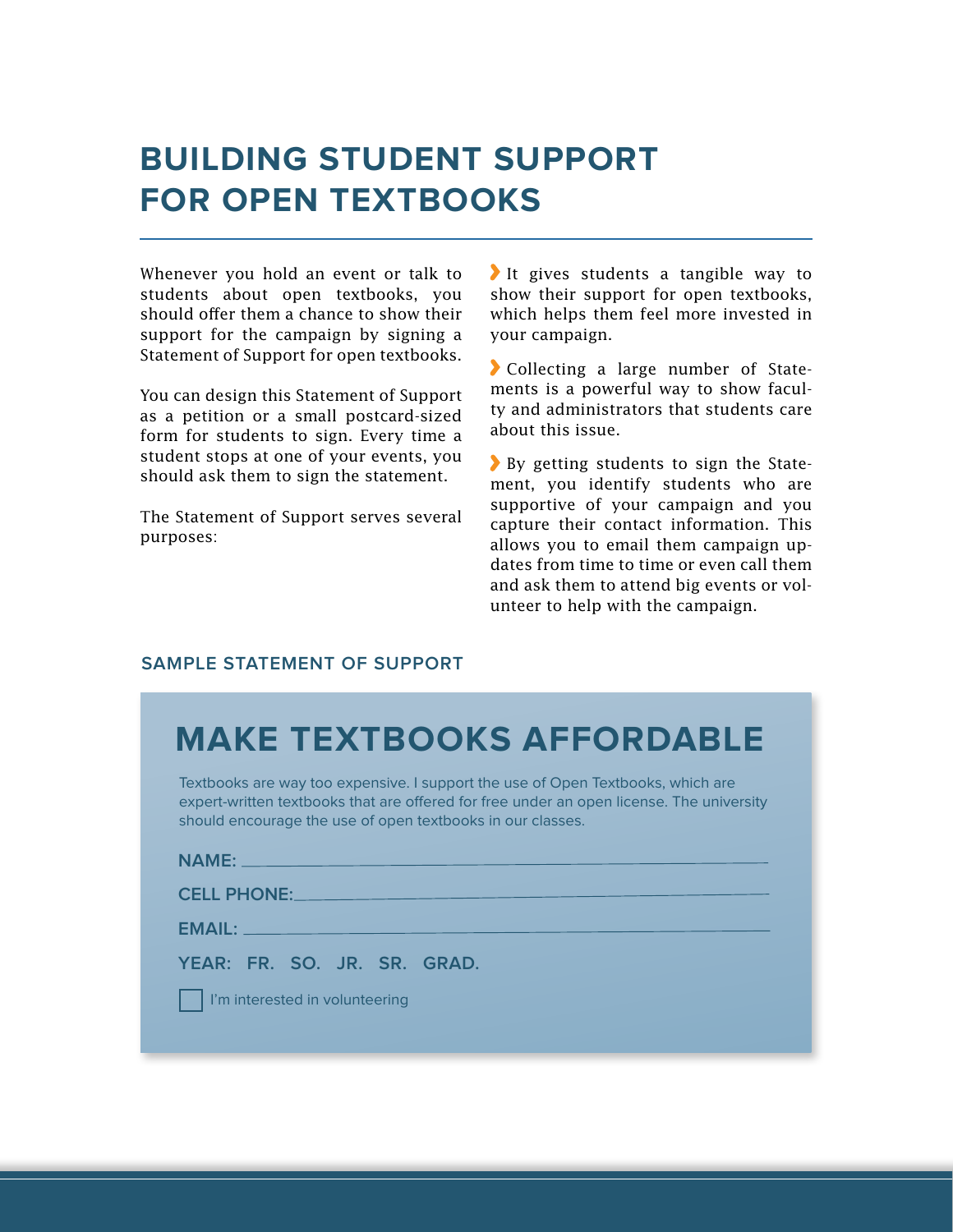# BUILDING STUDENT SUPPORT FOR OPEN TEXTBOOKS

Whenever you hold an event or talk to students about open textbooks, you should offer them a chance to show their support for the campaign by signing a Statement of Support for open textbooks.

You can design this Statement of Support as a petition or a small postcard-sized form for students to sign. Every time a student stops at one of your events, you should ask them to sign the statement.

The Statement of Support serves several purposes:

- It gives students a tangible way to show their support for open textbooks, which helps them feel more invested in your campaign.
- Collecting a large number of Statements is a powerful way to show faculty and administrators that students care about this issue.
- By getting students to sign the Statement, you identify students who are supportive of your campaign and you capture their contact information. This allows you to email them campaign updates from time to time or even call them and ask them to attend big events or volunteer to help with the campaign.

### SAMPLE STATEMENT OF SUPPORT

## MAKE TEXTBOOKS AFFORDABLE

Textbooks are way too expensive. I support the use of Open Textbooks, which are expert-written textbooks that are offered for free under an open license. The university should encourage the use of open textbooks in our classes.

**NAME:** ______________________________

**CELL PHONE:** ______________________________

**EMAIL:** ______________________________

**YEAR: FR. SO. JR. SR. GRAD.**

☐ I'm interested in volunteering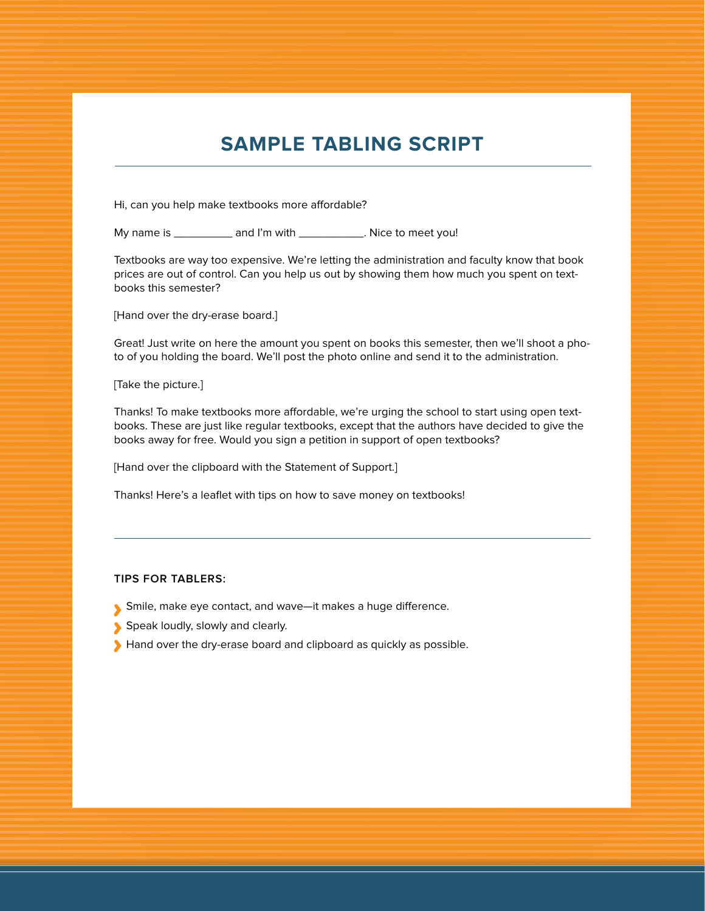# SAMPLE TABLING SCRIPT

Hi, can you help make textbooks more affordable?

My name is __________ and I'm with ___________. Nice to meet you!

Textbooks are way too expensive. We're letting the administration and faculty know that book prices are out of control. Can you help us out by showing them how much you spent on textbooks this semester?

[Hand over the dry-erase board.]

Great! Just write on here the amount you spent on books this semester, then we'll shoot a photo of you holding the board. We'll post the photo online and send it to the administration.

[Take the picture.]

Thanks! To make textbooks more affordable, we're urging the school to start using open textbooks. These are just like regular textbooks, except that the authors have decided to give the books away for free. Would you sign a petition in support of open textbooks?

[Hand over the clipboard with the Statement of Support.]

Thanks! Here's a leaflet with tips on how to save money on textbooks!

---

**TIPS FOR TABLERS:**

- Smile, make eye contact, and wave—it makes a huge difference.
- Speak loudly, slowly and clearly.
- Hand over the dry-erase board and clipboard as quickly as possible.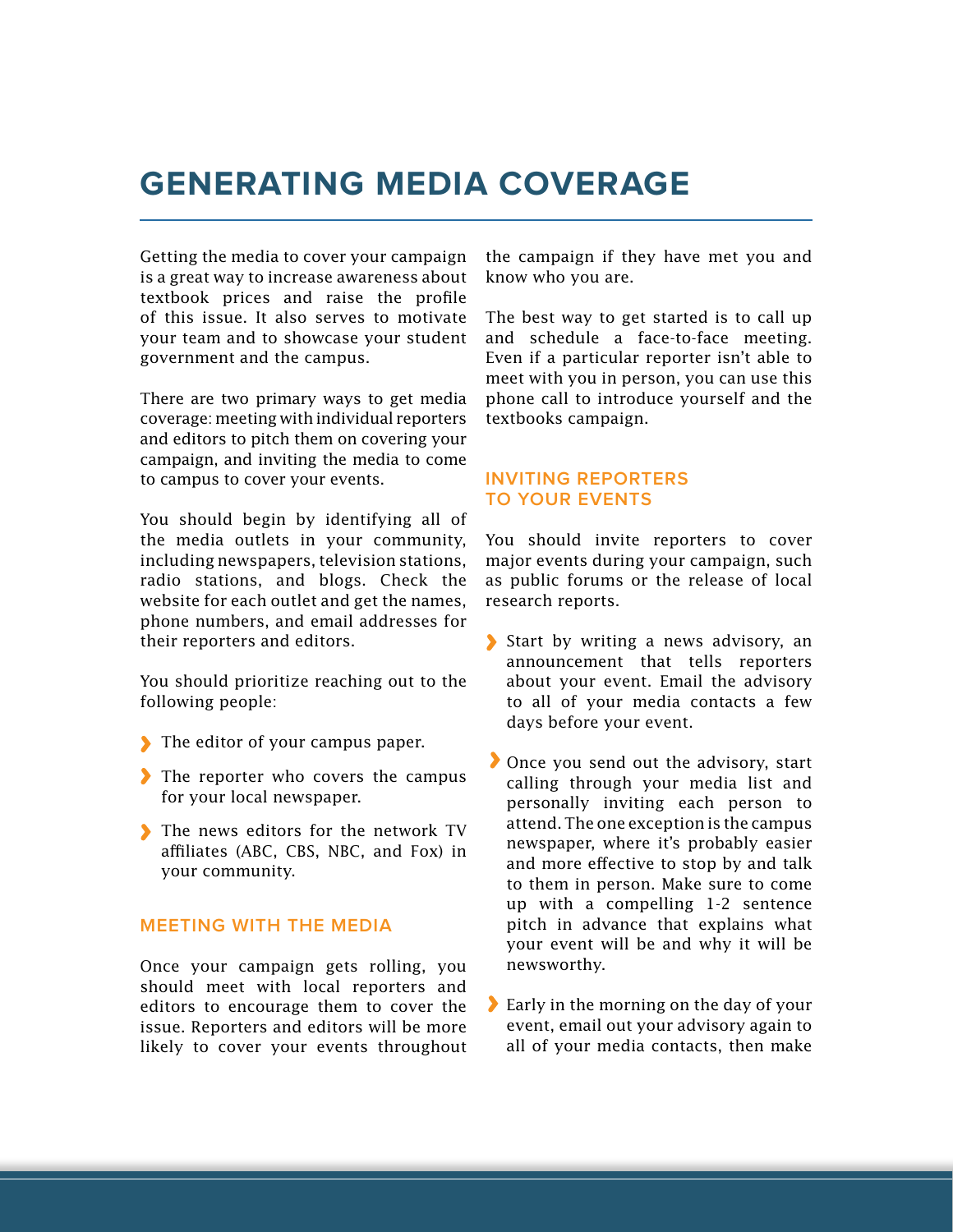# GENERATING MEDIA COVERAGE

Getting the media to cover your campaign is a great way to increase awareness about textbook prices and raise the profile of this issue. It also serves to motivate your team and to showcase your student government and the campus.

There are two primary ways to get media coverage: meeting with individual reporters and editors to pitch them on covering your campaign, and inviting the media to come to campus to cover your events.

You should begin by identifying all of the media outlets in your community, including newspapers, television stations, radio stations, and blogs. Check the website for each outlet and get the names, phone numbers, and email addresses for their reporters and editors.

You should prioritize reaching out to the following people:

- The editor of your campus paper.
- The reporter who covers the campus for your local newspaper.
- The news editors for the network TV affiliates (ABC, CBS, NBC, and Fox) in your community.

## MEETING WITH THE MEDIA

Once your campaign gets rolling, you should meet with local reporters and editors to encourage them to cover the issue. Reporters and editors will be more likely to cover your events throughout the campaign if they have met you and know who you are.

The best way to get started is to call up and schedule a face-to-face meeting. Even if a particular reporter isn't able to meet with you in person, you can use this phone call to introduce yourself and the textbooks campaign.

## INVITING REPORTERS TO YOUR EVENTS

You should invite reporters to cover major events during your campaign, such as public forums or the release of local research reports.

- Start by writing a news advisory, an announcement that tells reporters about your event. Email the advisory to all of your media contacts a few days before your event.
- Once you send out the advisory, start calling through your media list and personally inviting each person to attend. The one exception is the campus newspaper, where it's probably easier and more effective to stop by and talk to them in person. Make sure to come up with a compelling 1-2 sentence pitch in advance that explains what your event will be and why it will be newsworthy.
- Early in the morning on the day of your event, email out your advisory again to all of your media contacts, then make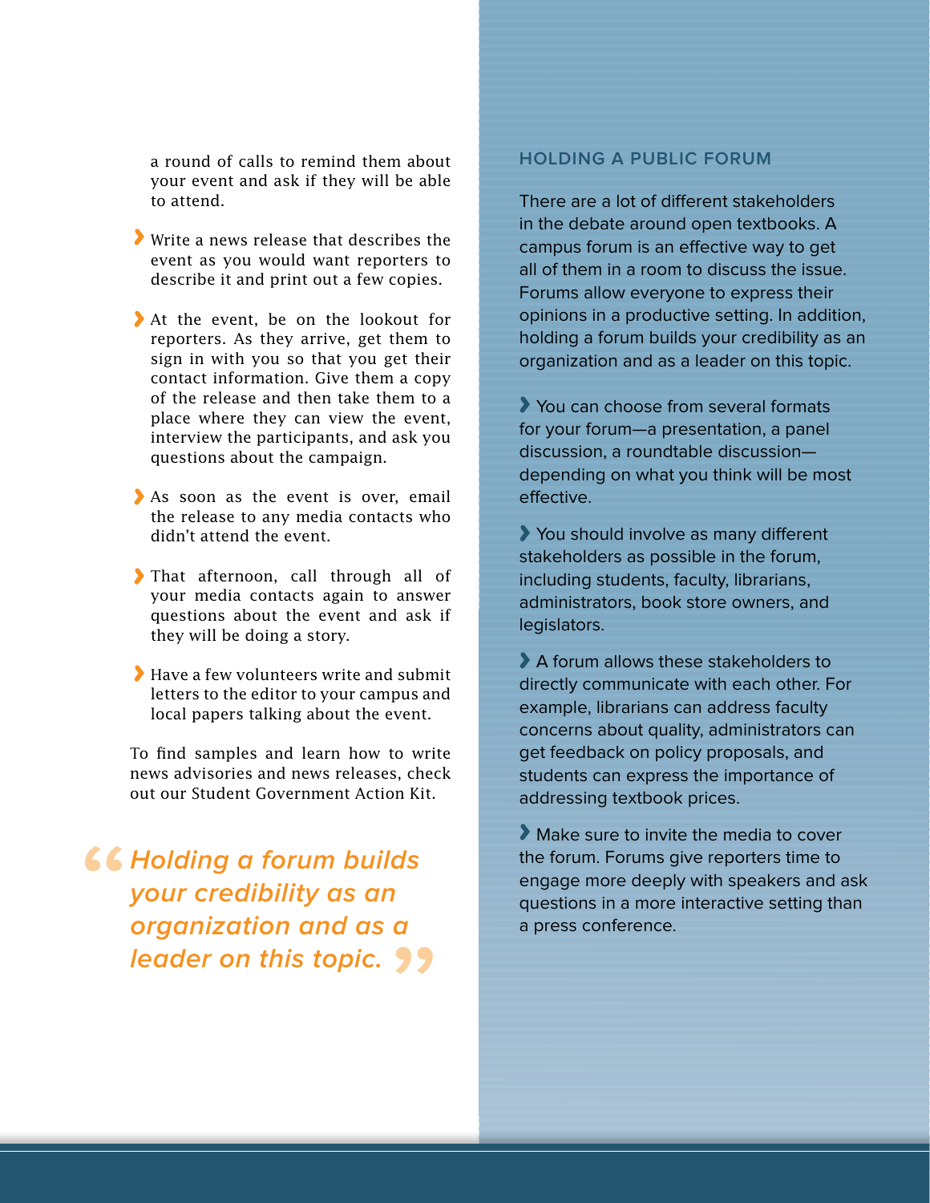a round of calls to remind them about your event and ask if they will be able to attend.

- Write a news release that describes the event as you would want reporters to describe it and print out a few copies.
- At the event, be on the lookout for reporters. As they arrive, get them to sign in with you so that you get their contact information. Give them a copy of the release and then take them to a place where they can view the event, interview the participants, and ask you questions about the campaign.
- As soon as the event is over, email the release to any media contacts who didn't attend the event.
- That afternoon, call through all of your media contacts again to answer questions about the event and ask if they will be doing a story.
- Have a few volunteers write and submit letters to the editor to your campus and local papers talking about the event.

To find samples and learn how to write news advisories and news releases, check out our Student Government Action Kit.

> *"Holding a forum builds your credibility as an organization and as a leader on this topic."*

## HOLDING A PUBLIC FORUM

There are a lot of different stakeholders in the debate around open textbooks. A campus forum is an effective way to get all of them in a room to discuss the issue. Forums allow everyone to express their opinions in a productive setting. In addition, holding a forum builds your credibility as an organization and as a leader on this topic.

- You can choose from several formats for your forum—a presentation, a panel discussion, a roundtable discussion—depending on what you think will be most effective.
- You should involve as many different stakeholders as possible in the forum, including students, faculty, librarians, administrators, book store owners, and legislators.
- A forum allows these stakeholders to directly communicate with each other. For example, librarians can address faculty concerns about quality, administrators can get feedback on policy proposals, and students can express the importance of addressing textbook prices.
- Make sure to invite the media to cover the forum. Forums give reporters time to engage more deeply with speakers and ask questions in a more interactive setting than a press conference.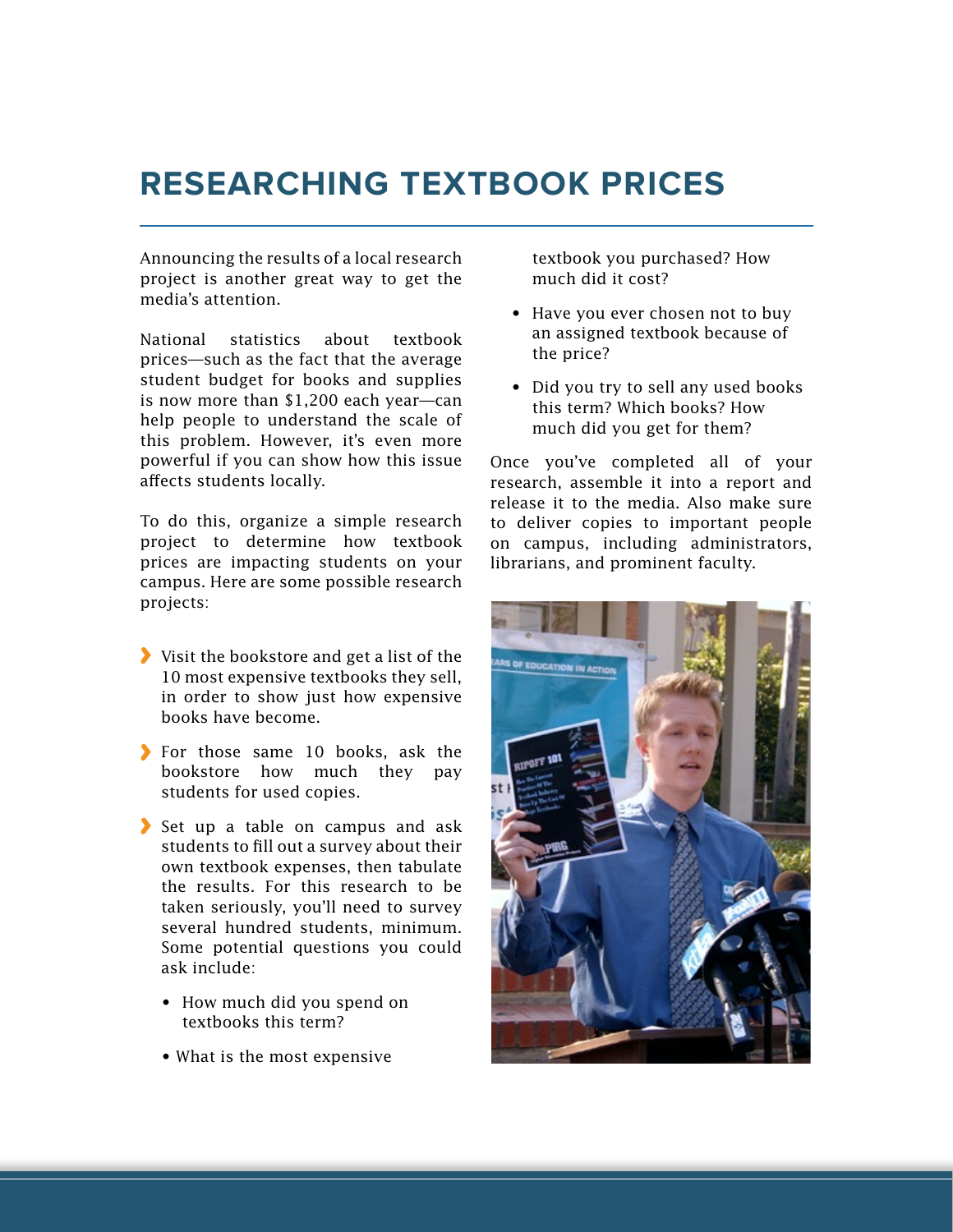# RESEARCHING TEXTBOOK PRICES

Announcing the results of a local research project is another great way to get the media's attention.

National statistics about textbook prices—such as the fact that the average student budget for books and supplies is now more than $1,200 each year—can help people to understand the scale of this problem. However, it's even more powerful if you can show how this issue affects students locally.

To do this, organize a simple research project to determine how textbook prices are impacting students on your campus. Here are some possible research projects:

- Visit the bookstore and get a list of the 10 most expensive textbooks they sell, in order to show just how expensive books have become.
- For those same 10 books, ask the bookstore how much they pay students for used copies.
- Set up a table on campus and ask students to fill out a survey about their own textbook expenses, then tabulate the results. For this research to be taken seriously, you'll need to survey several hundred students, minimum. Some potential questions you could ask include:
  - How much did you spend on textbooks this term?
  - What is the most expensive textbook you purchased? How much did it cost?
  - Have you ever chosen not to buy an assigned textbook because of the price?
  - Did you try to sell any used books this term? Which books? How much did you get for them?

Once you've completed all of your research, assemble it into a report and release it to the media. Also make sure to deliver copies to important people on campus, including administrators, librarians, and prominent faculty.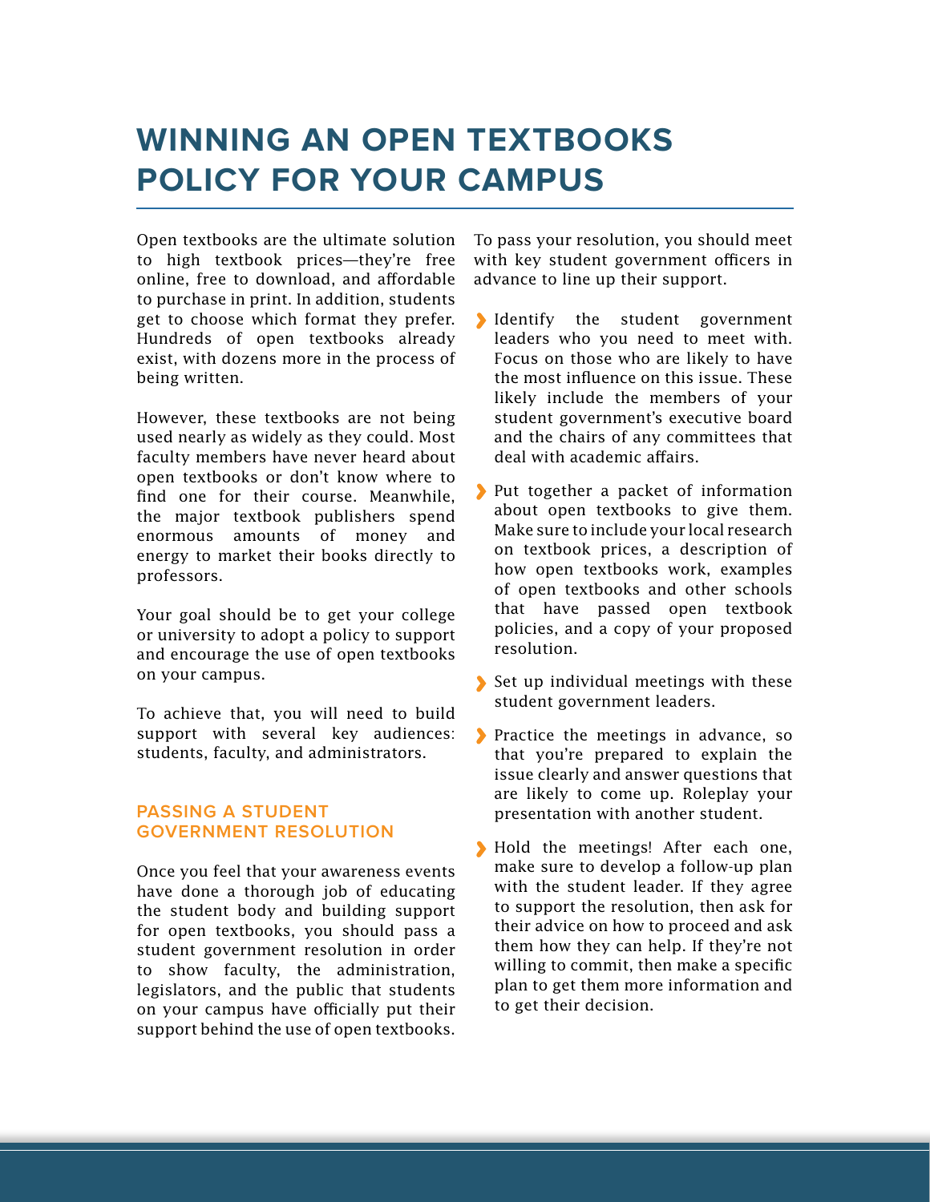# WINNING AN OPEN TEXTBOOKS POLICY FOR YOUR CAMPUS

Open textbooks are the ultimate solution to high textbook prices—they're free online, free to download, and affordable to purchase in print. In addition, students get to choose which format they prefer. Hundreds of open textbooks already exist, with dozens more in the process of being written.

However, these textbooks are not being used nearly as widely as they could. Most faculty members have never heard about open textbooks or don't know where to find one for their course. Meanwhile, the major textbook publishers spend enormous amounts of money and energy to market their books directly to professors.

Your goal should be to get your college or university to adopt a policy to support and encourage the use of open textbooks on your campus.

To achieve that, you will need to build support with several key audiences: students, faculty, and administrators.

## PASSING A STUDENT GOVERNMENT RESOLUTION

Once you feel that your awareness events have done a thorough job of educating the student body and building support for open textbooks, you should pass a student government resolution in order to show faculty, the administration, legislators, and the public that students on your campus have officially put their support behind the use of open textbooks.

To pass your resolution, you should meet with key student government officers in advance to line up their support.

- Identify the student government leaders who you need to meet with. Focus on those who are likely to have the most influence on this issue. These likely include the members of your student government's executive board and the chairs of any committees that deal with academic affairs.
- Put together a packet of information about open textbooks to give them. Make sure to include your local research on textbook prices, a description of how open textbooks work, examples of open textbooks and other schools that have passed open textbook policies, and a copy of your proposed resolution.
- Set up individual meetings with these student government leaders.
- Practice the meetings in advance, so that you're prepared to explain the issue clearly and answer questions that are likely to come up. Roleplay your presentation with another student.
- Hold the meetings! After each one, make sure to develop a follow-up plan with the student leader. If they agree to support the resolution, then ask for their advice on how to proceed and ask them how they can help. If they're not willing to commit, then make a specific plan to get them more information and to get their decision.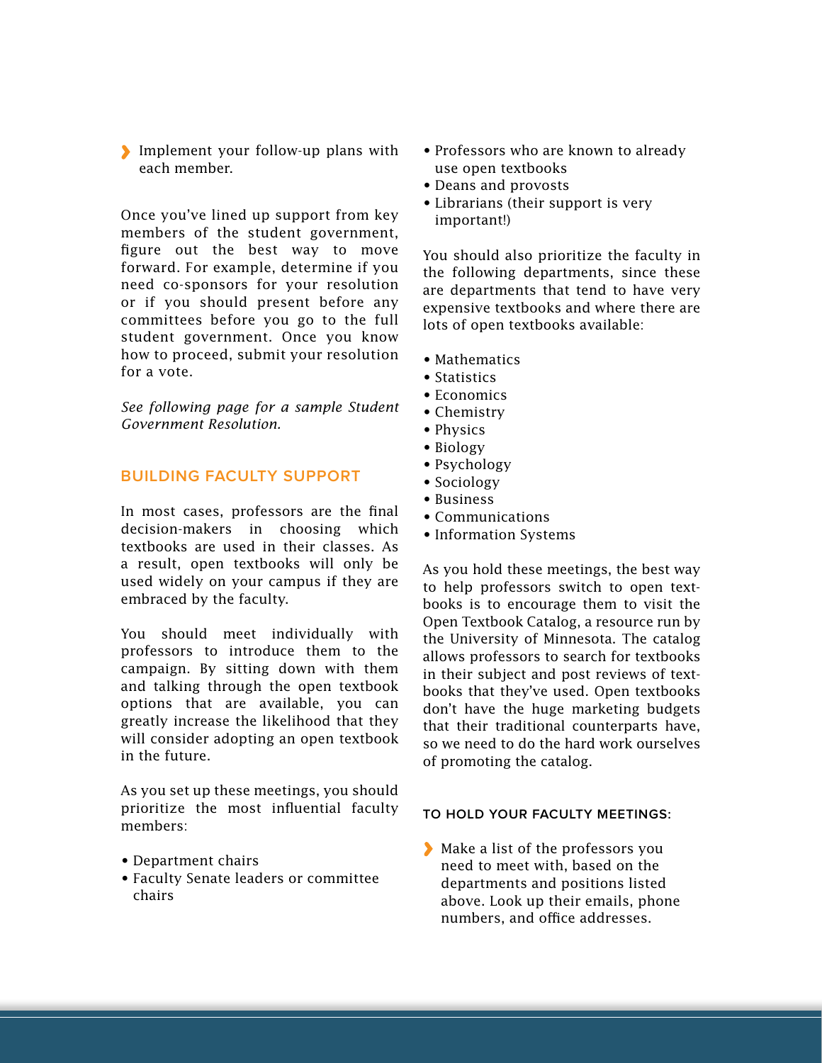- Implement your follow-up plans with each member.

Once you've lined up support from key members of the student government, figure out the best way to move forward. For example, determine if you need co-sponsors for your resolution or if you should present before any committees before you go to the full student government. Once you know how to proceed, submit your resolution for a vote.

*See following page for a sample Student Government Resolution.*

## BUILDING FACULTY SUPPORT

In most cases, professors are the final decision-makers in choosing which textbooks are used in their classes. As a result, open textbooks will only be used widely on your campus if they are embraced by the faculty.

You should meet individually with professors to introduce them to the campaign. By sitting down with them and talking through the open textbook options that are available, you can greatly increase the likelihood that they will consider adopting an open textbook in the future.

As you set up these meetings, you should prioritize the most influential faculty members:

- Department chairs
- Faculty Senate leaders or committee chairs
- Professors who are known to already use open textbooks
- Deans and provosts
- Librarians (their support is very important!)

You should also prioritize the faculty in the following departments, since these are departments that tend to have very expensive textbooks and where there are lots of open textbooks available:

- Mathematics
- Statistics
- Economics
- Chemistry
- Physics
- Biology
- Psychology
- Sociology
- Business
- Communications
- Information Systems

As you hold these meetings, the best way to help professors switch to open textbooks is to encourage them to visit the Open Textbook Catalog, a resource run by the University of Minnesota. The catalog allows professors to search for textbooks in their subject and post reviews of textbooks that they've used. Open textbooks don't have the huge marketing budgets that their traditional counterparts have, so we need to do the hard work ourselves of promoting the catalog.

#### TO HOLD YOUR FACULTY MEETINGS:

- Make a list of the professors you need to meet with, based on the departments and positions listed above. Look up their emails, phone numbers, and office addresses.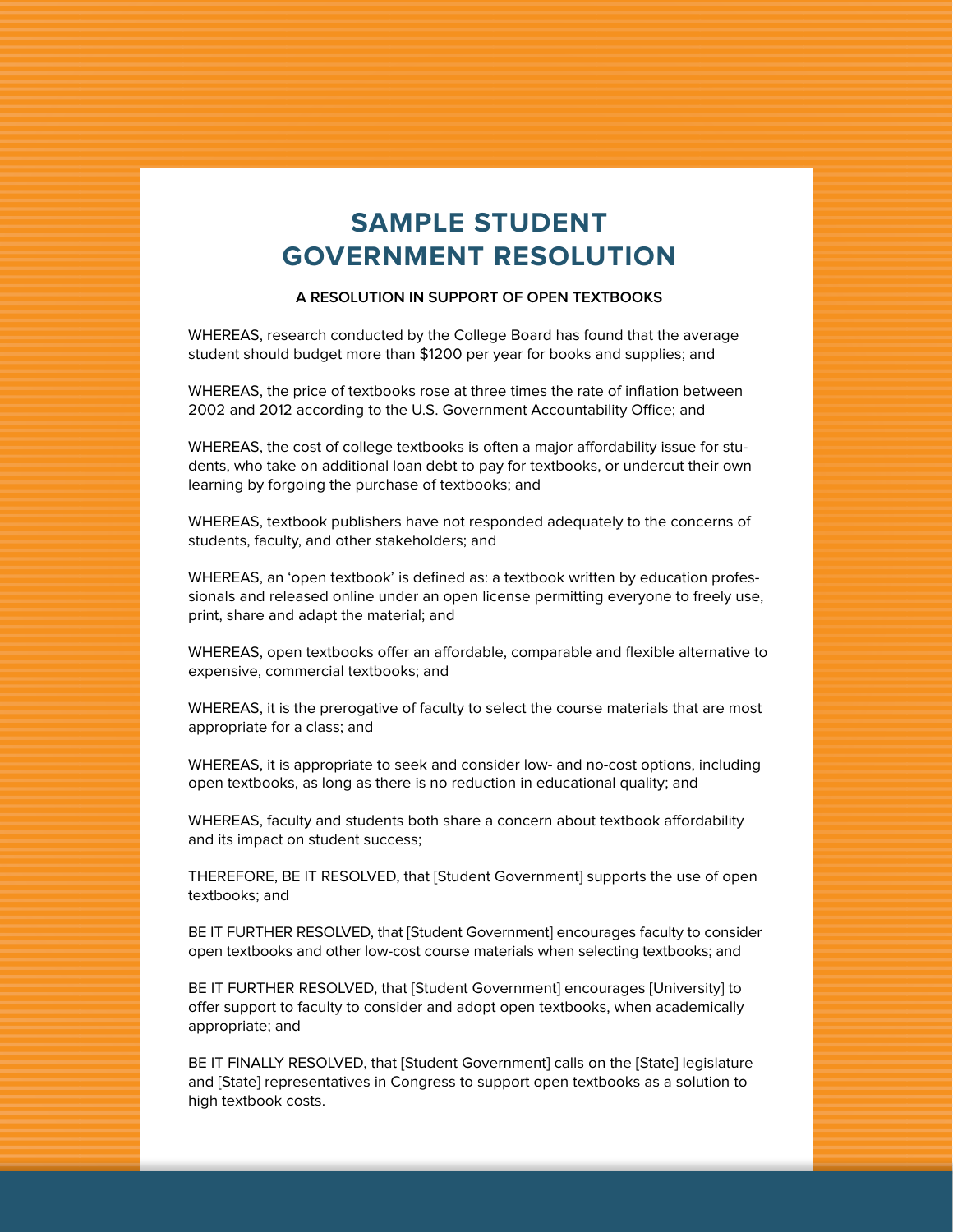# SAMPLE STUDENT GOVERNMENT RESOLUTION

**A RESOLUTION IN SUPPORT OF OPEN TEXTBOOKS**

WHEREAS, research conducted by the College Board has found that the average student should budget more than $1200 per year for books and supplies; and

WHEREAS, the price of textbooks rose at three times the rate of inflation between 2002 and 2012 according to the U.S. Government Accountability Office; and

WHEREAS, the cost of college textbooks is often a major affordability issue for students, who take on additional loan debt to pay for textbooks, or undercut their own learning by forgoing the purchase of textbooks; and

WHEREAS, textbook publishers have not responded adequately to the concerns of students, faculty, and other stakeholders; and

WHEREAS, an 'open textbook' is defined as: a textbook written by education professionals and released online under an open license permitting everyone to freely use, print, share and adapt the material; and

WHEREAS, open textbooks offer an affordable, comparable and flexible alternative to expensive, commercial textbooks; and

WHEREAS, it is the prerogative of faculty to select the course materials that are most appropriate for a class; and

WHEREAS, it is appropriate to seek and consider low- and no-cost options, including open textbooks, as long as there is no reduction in educational quality; and

WHEREAS, faculty and students both share a concern about textbook affordability and its impact on student success;

THEREFORE, BE IT RESOLVED, that [Student Government] supports the use of open textbooks; and

BE IT FURTHER RESOLVED, that [Student Government] encourages faculty to consider open textbooks and other low-cost course materials when selecting textbooks; and

BE IT FURTHER RESOLVED, that [Student Government] encourages [University] to offer support to faculty to consider and adopt open textbooks, when academically appropriate; and

BE IT FINALLY RESOLVED, that [Student Government] calls on the [State] legislature and [State] representatives in Congress to support open textbooks as a solution to high textbook costs.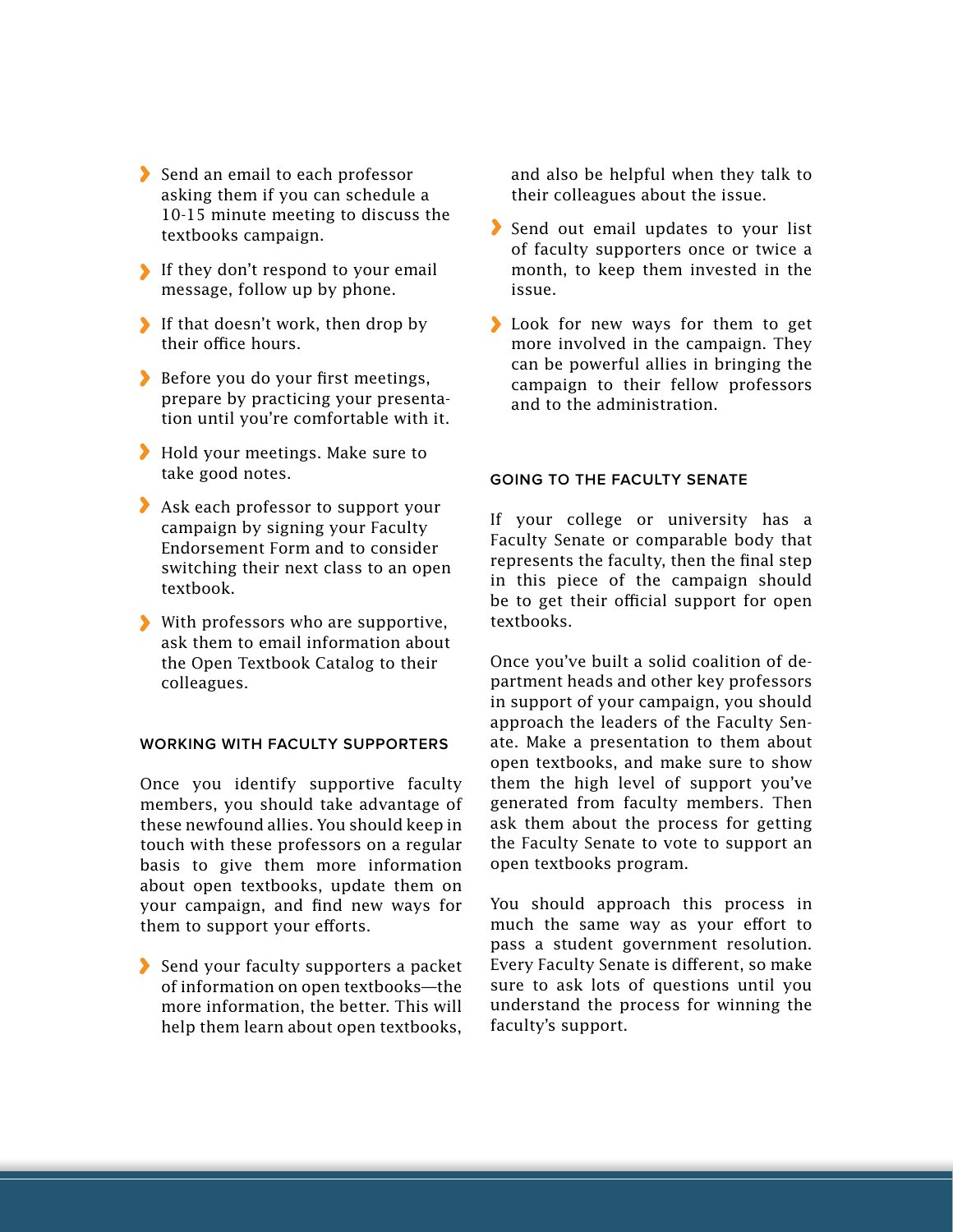- Send an email to each professor asking them if you can schedule a 10-15 minute meeting to discuss the textbooks campaign.
- If they don't respond to your email message, follow up by phone.
- If that doesn't work, then drop by their office hours.
- Before you do your first meetings, prepare by practicing your presentation until you're comfortable with it.
- Hold your meetings. Make sure to take good notes.
- Ask each professor to support your campaign by signing your Faculty Endorsement Form and to consider switching their next class to an open textbook.
- With professors who are supportive, ask them to email information about the Open Textbook Catalog to their colleagues.

### WORKING WITH FACULTY SUPPORTERS

Once you identify supportive faculty members, you should take advantage of these newfound allies. You should keep in touch with these professors on a regular basis to give them more information about open textbooks, update them on your campaign, and find new ways for them to support your efforts.

- Send your faculty supporters a packet of information on open textbooks—the more information, the better. This will help them learn about open textbooks, and also be helpful when they talk to their colleagues about the issue.
- Send out email updates to your list of faculty supporters once or twice a month, to keep them invested in the issue.
- Look for new ways for them to get more involved in the campaign. They can be powerful allies in bringing the campaign to their fellow professors and to the administration.

### GOING TO THE FACULTY SENATE

If your college or university has a Faculty Senate or comparable body that represents the faculty, then the final step in this piece of the campaign should be to get their official support for open textbooks.

Once you've built a solid coalition of department heads and other key professors in support of your campaign, you should approach the leaders of the Faculty Senate. Make a presentation to them about open textbooks, and make sure to show them the high level of support you've generated from faculty members. Then ask them about the process for getting the Faculty Senate to vote to support an open textbooks program.

You should approach this process in much the same way as your effort to pass a student government resolution. Every Faculty Senate is different, so make sure to ask lots of questions until you understand the process for winning the faculty's support.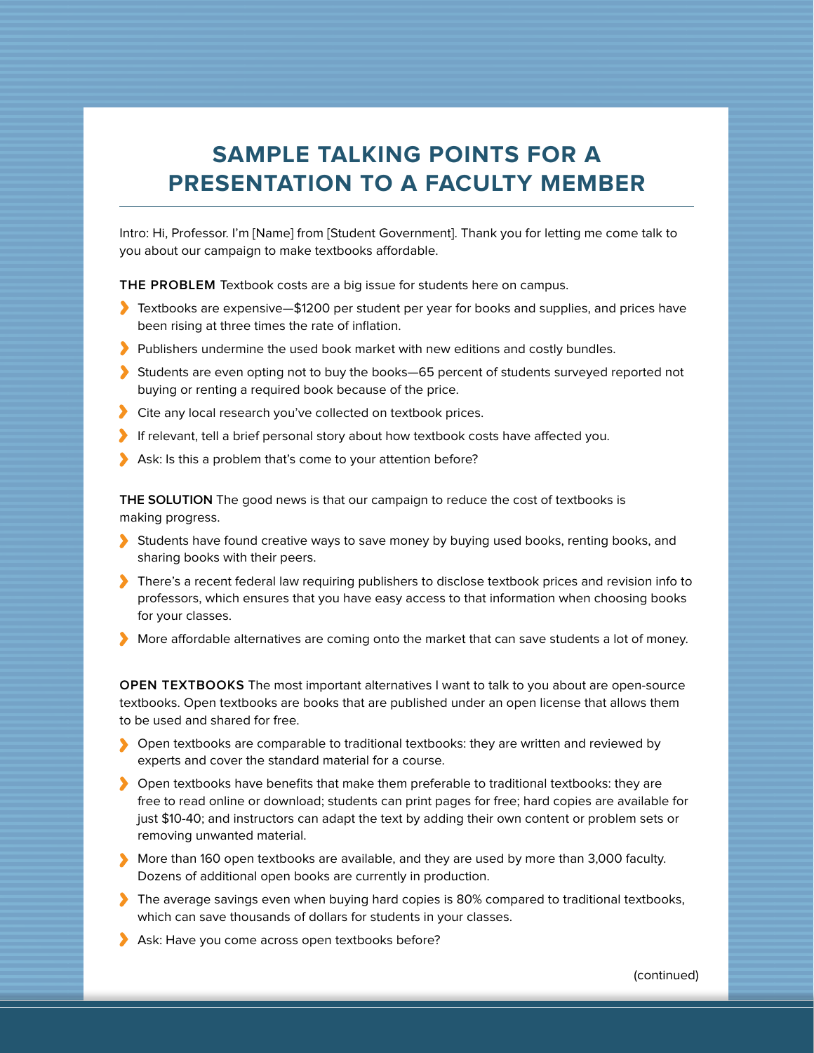# SAMPLE TALKING POINTS FOR A PRESENTATION TO A FACULTY MEMBER

Intro: Hi, Professor. I'm [Name] from [Student Government]. Thank you for letting me come talk to you about our campaign to make textbooks affordable.

**THE PROBLEM** Textbook costs are a big issue for students here on campus.

- Textbooks are expensive—$1200 per student per year for books and supplies, and prices have been rising at three times the rate of inflation.
- Publishers undermine the used book market with new editions and costly bundles.
- Students are even opting not to buy the books—65 percent of students surveyed reported not buying or renting a required book because of the price.
- Cite any local research you've collected on textbook prices.
- If relevant, tell a brief personal story about how textbook costs have affected you.
- Ask: Is this a problem that's come to your attention before?

**THE SOLUTION** The good news is that our campaign to reduce the cost of textbooks is making progress.

- Students have found creative ways to save money by buying used books, renting books, and sharing books with their peers.
- There's a recent federal law requiring publishers to disclose textbook prices and revision info to professors, which ensures that you have easy access to that information when choosing books for your classes.
- More affordable alternatives are coming onto the market that can save students a lot of money.

**OPEN TEXTBOOKS** The most important alternatives I want to talk to you about are open-source textbooks. Open textbooks are books that are published under an open license that allows them to be used and shared for free.

- Open textbooks are comparable to traditional textbooks: they are written and reviewed by experts and cover the standard material for a course.
- Open textbooks have benefits that make them preferable to traditional textbooks: they are free to read online or download; students can print pages for free; hard copies are available for just $10-40; and instructors can adapt the text by adding their own content or problem sets or removing unwanted material.
- More than 160 open textbooks are available, and they are used by more than 3,000 faculty. Dozens of additional open books are currently in production.
- The average savings even when buying hard copies is 80% compared to traditional textbooks, which can save thousands of dollars for students in your classes.
- Ask: Have you come across open textbooks before?

(continued)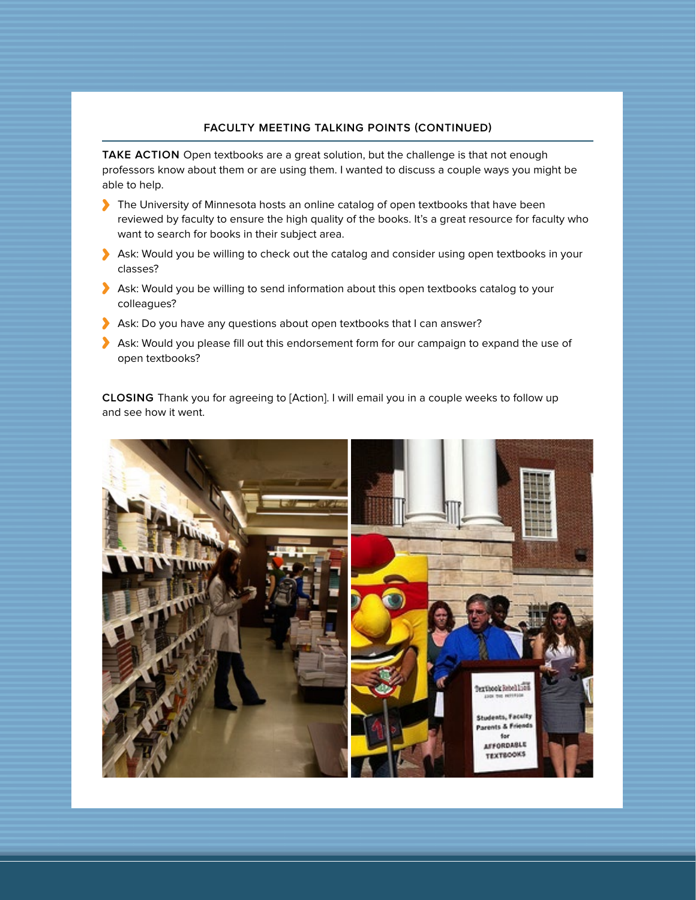## FACULTY MEETING TALKING POINTS (CONTINUED)

**TAKE ACTION** Open textbooks are a great solution, but the challenge is that not enough professors know about them or are using them. I wanted to discuss a couple ways you might be able to help.

- The University of Minnesota hosts an online catalog of open textbooks that have been reviewed by faculty to ensure the high quality of the books. It's a great resource for faculty who want to search for books in their subject area.
- Ask: Would you be willing to check out the catalog and consider using open textbooks in your classes?
- Ask: Would you be willing to send information about this open textbooks catalog to your colleagues?
- Ask: Do you have any questions about open textbooks that I can answer?
- Ask: Would you please fill out this endorsement form for our campaign to expand the use of open textbooks?

**CLOSING** Thank you for agreeing to [Action]. I will email you in a couple weeks to follow up and see how it went.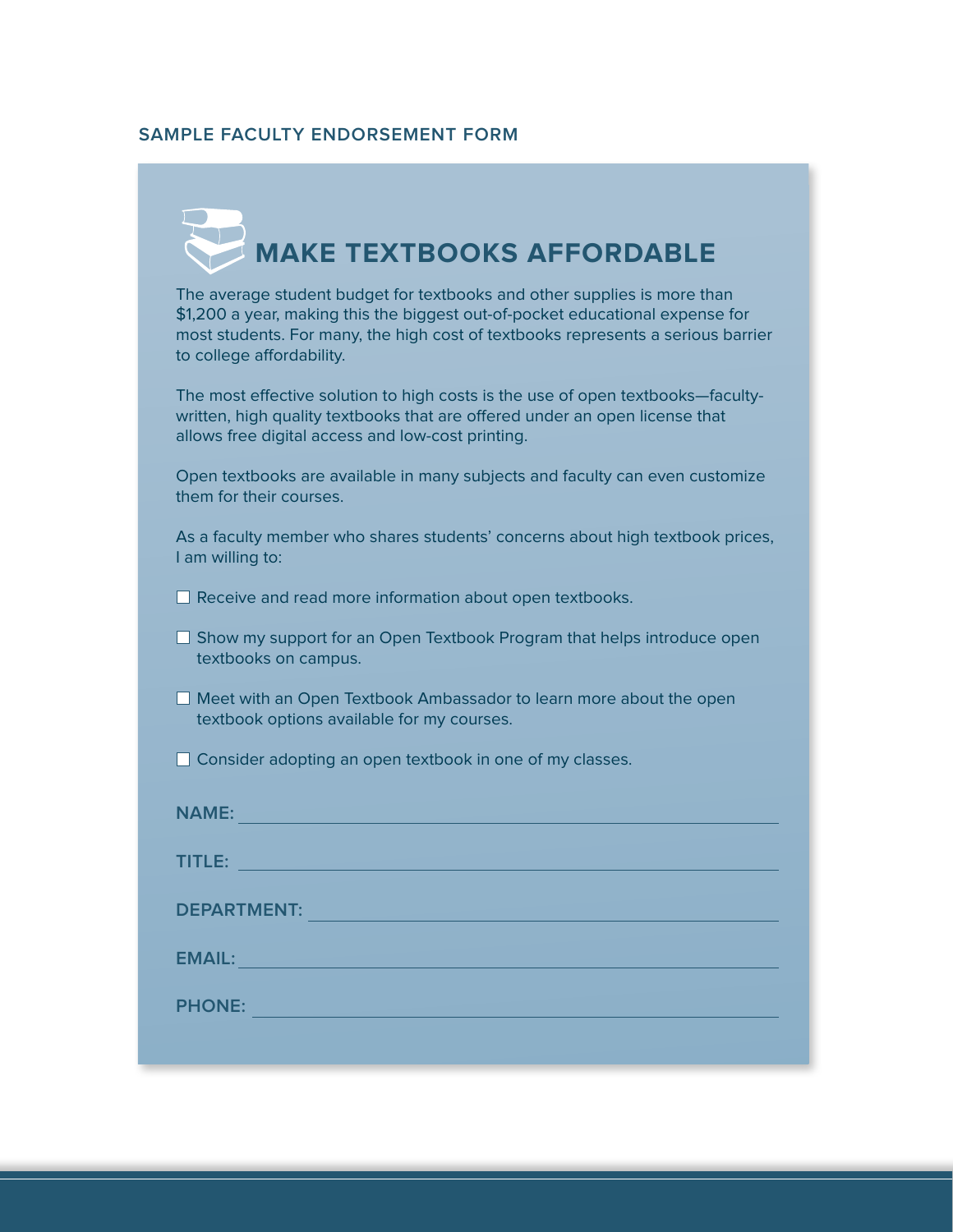SAMPLE FACULTY ENDORSEMENT FORM

# MAKE TEXTBOOKS AFFORDABLE

The average student budget for textbooks and other supplies is more than $1,200 a year, making this the biggest out-of-pocket educational expense for most students. For many, the high cost of textbooks represents a serious barrier to college affordability.

The most effective solution to high costs is the use of open textbooks—faculty-written, high quality textbooks that are offered under an open license that allows free digital access and low-cost printing.

Open textbooks are available in many subjects and faculty can even customize them for their courses.

As a faculty member who shares students' concerns about high textbook prices, I am willing to:

- ☐ Receive and read more information about open textbooks.
- ☐ Show my support for an Open Textbook Program that helps introduce open textbooks on campus.
- ☐ Meet with an Open Textbook Ambassador to learn more about the open textbook options available for my courses.
- ☐ Consider adopting an open textbook in one of my classes.

**NAME:** \_\_\_\_\_\_\_\_\_\_\_\_\_\_\_\_\_\_\_\_\_\_\_\_\_\_\_\_\_\_\_\_

**TITLE:** \_\_\_\_\_\_\_\_\_\_\_\_\_\_\_\_\_\_\_\_\_\_\_\_\_\_\_\_\_\_\_\_

**DEPARTMENT:** \_\_\_\_\_\_\_\_\_\_\_\_\_\_\_\_\_\_\_\_\_\_\_\_\_\_\_\_

**EMAIL:** \_\_\_\_\_\_\_\_\_\_\_\_\_\_\_\_\_\_\_\_\_\_\_\_\_\_\_\_\_\_\_\_

**PHONE:** \_\_\_\_\_\_\_\_\_\_\_\_\_\_\_\_\_\_\_\_\_\_\_\_\_\_\_\_\_\_\_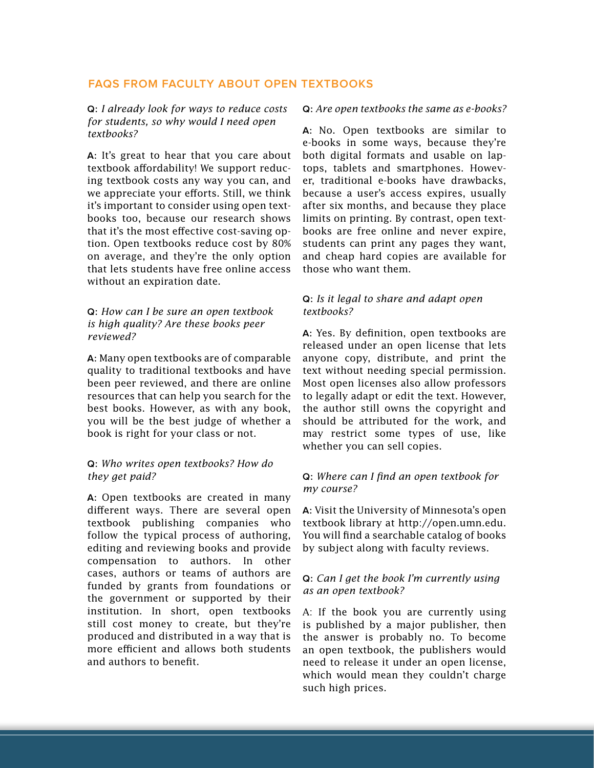## FAQS FROM FACULTY ABOUT OPEN TEXTBOOKS

**Q**: *I already look for ways to reduce costs for students, so why would I need open textbooks?*

**A**: It's great to hear that you care about textbook affordability! We support reducing textbook costs any way you can, and we appreciate your efforts. Still, we think it's important to consider using open textbooks too, because our research shows that it's the most effective cost-saving option. Open textbooks reduce cost by 80% on average, and they're the only option that lets students have free online access without an expiration date.

**Q**: *How can I be sure an open textbook is high quality? Are these books peer reviewed?*

**A**: Many open textbooks are of comparable quality to traditional textbooks and have been peer reviewed, and there are online resources that can help you search for the best books. However, as with any book, you will be the best judge of whether a book is right for your class or not.

**Q**: *Who writes open textbooks? How do they get paid?*

**A**: Open textbooks are created in many different ways. There are several open textbook publishing companies who follow the typical process of authoring, editing and reviewing books and provide compensation to authors. In other cases, authors or teams of authors are funded by grants from foundations or the government or supported by their institution. In short, open textbooks still cost money to create, but they're produced and distributed in a way that is more efficient and allows both students and authors to benefit.

**Q**: *Are open textbooks the same as e-books?*

**A**: No. Open textbooks are similar to e-books in some ways, because they're both digital formats and usable on laptops, tablets and smartphones. However, traditional e-books have drawbacks, because a user's access expires, usually after six months, and because they place limits on printing. By contrast, open textbooks are free online and never expire, students can print any pages they want, and cheap hard copies are available for those who want them.

**Q**: *Is it legal to share and adapt open textbooks?*

**A**: Yes. By definition, open textbooks are released under an open license that lets anyone copy, distribute, and print the text without needing special permission. Most open licenses also allow professors to legally adapt or edit the text. However, the author still owns the copyright and should be attributed for the work, and may restrict some types of use, like whether you can sell copies.

**Q**: *Where can I find an open textbook for my course?*

**A**: Visit the University of Minnesota's open textbook library at http://open.umn.edu. You will find a searchable catalog of books by subject along with faculty reviews.

**Q**: *Can I get the book I'm currently using as an open textbook?*

A: If the book you are currently using is published by a major publisher, then the answer is probably no. To become an open textbook, the publishers would need to release it under an open license, which would mean they couldn't charge such high prices.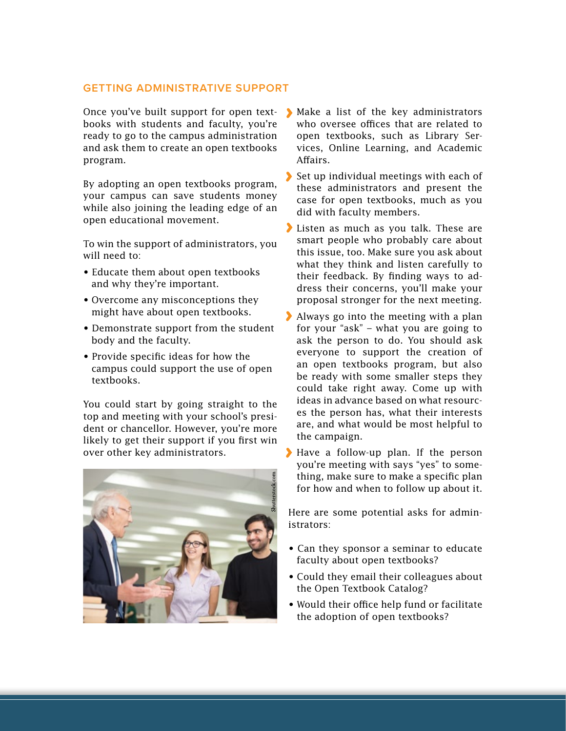## GETTING ADMINISTRATIVE SUPPORT

Once you've built support for open textbooks with students and faculty, you're ready to go to the campus administration and ask them to create an open textbooks program.

By adopting an open textbooks program, your campus can save students money while also joining the leading edge of an open educational movement.

To win the support of administrators, you will need to:

- Educate them about open textbooks and why they're important.
- Overcome any misconceptions they might have about open textbooks.
- Demonstrate support from the student body and the faculty.
- Provide specific ideas for how the campus could support the use of open textbooks.

You could start by going straight to the top and meeting with your school's president or chancellor. However, you're more likely to get their support if you first win over other key administrators.

- Make a list of the key administrators who oversee offices that are related to open textbooks, such as Library Services, Online Learning, and Academic Affairs.
- Set up individual meetings with each of these administrators and present the case for open textbooks, much as you did with faculty members.
- Listen as much as you talk. These are smart people who probably care about this issue, too. Make sure you ask about what they think and listen carefully to their feedback. By finding ways to address their concerns, you'll make your proposal stronger for the next meeting.
- Always go into the meeting with a plan for your "ask" – what you are going to ask the person to do. You should ask everyone to support the creation of an open textbooks program, but also be ready with some smaller steps they could take right away. Come up with ideas in advance based on what resources the person has, what their interests are, and what would be most helpful to the campaign.
- Have a follow-up plan. If the person you're meeting with says "yes" to something, make sure to make a specific plan for how and when to follow up about it.

Here are some potential asks for administrators:

- Can they sponsor a seminar to educate faculty about open textbooks?
- Could they email their colleagues about the Open Textbook Catalog?
- Would their office help fund or facilitate the adoption of open textbooks?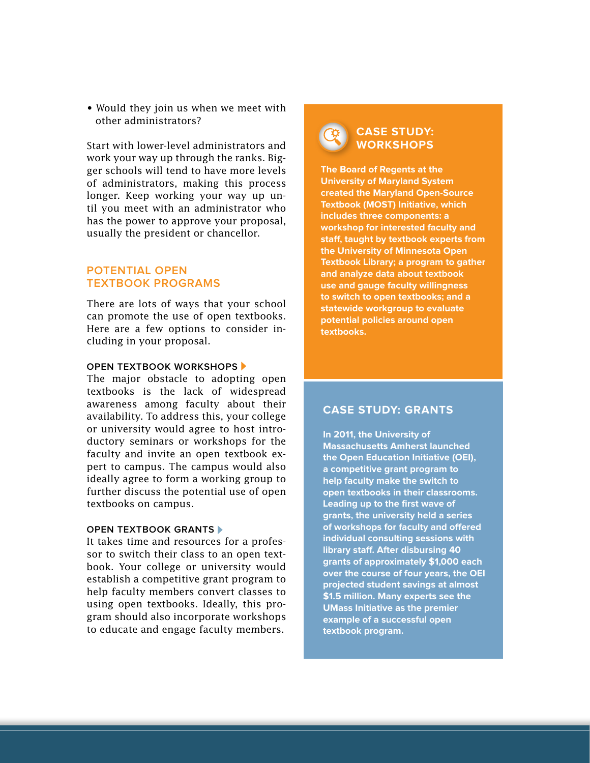- Would they join us when we meet with other administrators?

Start with lower-level administrators and work your way up through the ranks. Bigger schools will tend to have more levels of administrators, making this process longer. Keep working your way up until you meet with an administrator who has the power to approve your proposal, usually the president or chancellor.

## POTENTIAL OPEN TEXTBOOK PROGRAMS

There are lots of ways that your school can promote the use of open textbooks. Here are a few options to consider including in your proposal.

### OPEN TEXTBOOK WORKSHOPS

The major obstacle to adopting open textbooks is the lack of widespread awareness among faculty about their availability. To address this, your college or university would agree to host introductory seminars or workshops for the faculty and invite an open textbook expert to campus. The campus would also ideally agree to form a working group to further discuss the potential use of open textbooks on campus.

### OPEN TEXTBOOK GRANTS

It takes time and resources for a professor to switch their class to an open textbook. Your college or university would establish a competitive grant program to help faculty members convert classes to using open textbooks. Ideally, this program should also incorporate workshops to educate and engage faculty members.

## CASE STUDY: WORKSHOPS

**The Board of Regents at the University of Maryland System created the Maryland Open-Source Textbook (MOST) Initiative, which includes three components: a workshop for interested faculty and staff, taught by textbook experts from the University of Minnesota Open Textbook Library; a program to gather and analyze data about textbook use and gauge faculty willingness to switch to open textbooks; and a statewide workgroup to evaluate potential policies around open textbooks.**

## CASE STUDY: GRANTS

**In 2011, the University of Massachusetts Amherst launched the Open Education Initiative (OEI), a competitive grant program to help faculty make the switch to open textbooks in their classrooms. Leading up to the first wave of grants, the university held a series of workshops for faculty and offered individual consulting sessions with library staff. After disbursing 40 grants of approximately $1,000 each over the course of four years, the OEI projected student savings at almost $1.5 million. Many experts see the UMass Initiative as the premier example of a successful open textbook program.**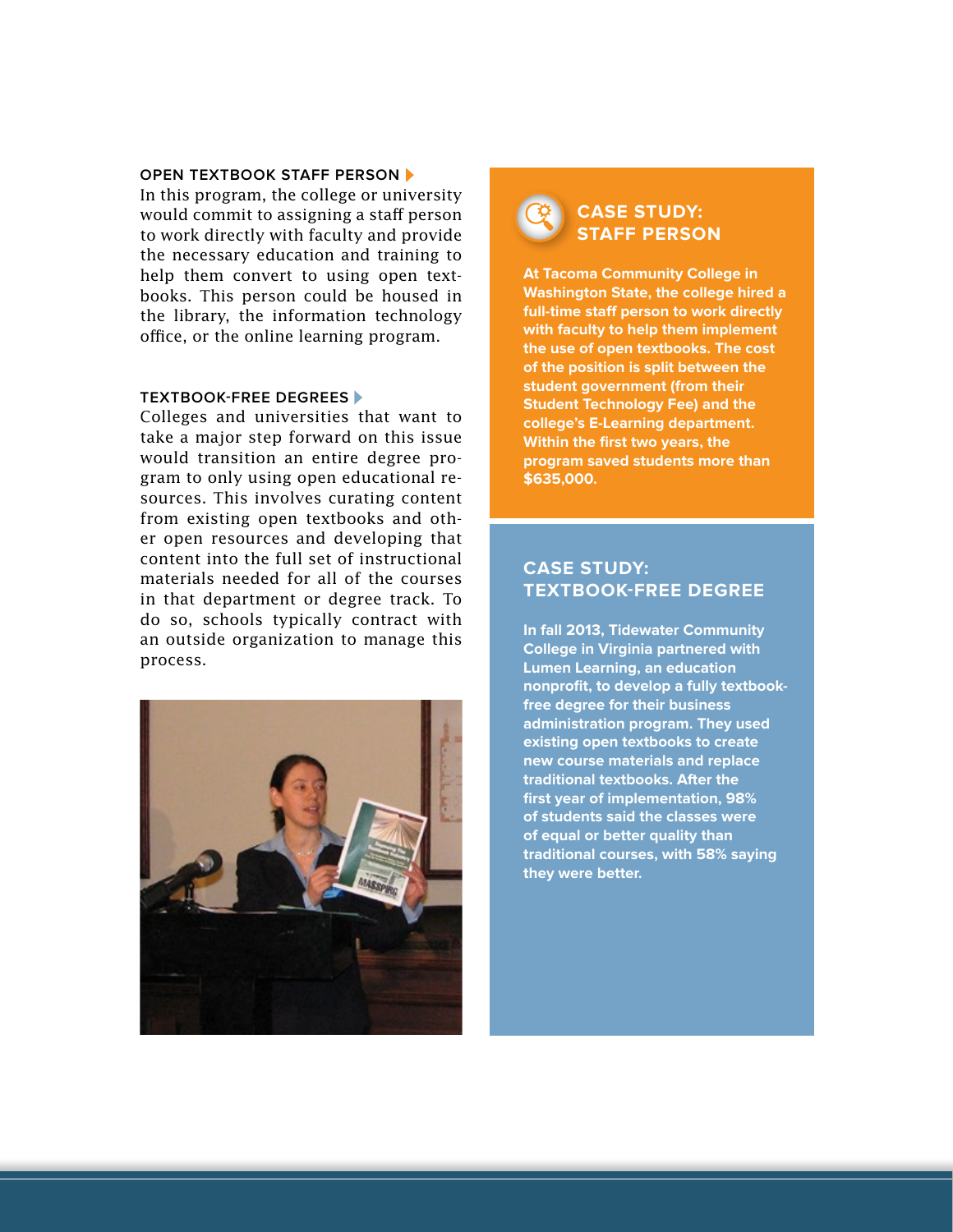### OPEN TEXTBOOK STAFF PERSON

In this program, the college or university would commit to assigning a staff person to work directly with faculty and provide the necessary education and training to help them convert to using open textbooks. This person could be housed in the library, the information technology office, or the online learning program.

### TEXTBOOK-FREE DEGREES

Colleges and universities that want to take a major step forward on this issue would transition an entire degree program to only using open educational resources. This involves curating content from existing open textbooks and other open resources and developing that content into the full set of instructional materials needed for all of the courses in that department or degree track. To do so, schools typically contract with an outside organization to manage this process.

## CASE STUDY: STAFF PERSON

**At Tacoma Community College in Washington State, the college hired a full-time staff person to work directly with faculty to help them implement the use of open textbooks. The cost of the position is split between the student government (from their Student Technology Fee) and the college's E-Learning department. Within the first two years, the program saved students more than $635,000.**

## CASE STUDY: TEXTBOOK-FREE DEGREE

**In fall 2013, Tidewater Community College in Virginia partnered with Lumen Learning, an education nonprofit, to develop a fully textbook-free degree for their business administration program. They used existing open textbooks to create new course materials and replace traditional textbooks. After the first year of implementation, 98% of students said the classes were of equal or better quality than traditional courses, with 58% saying they were better.**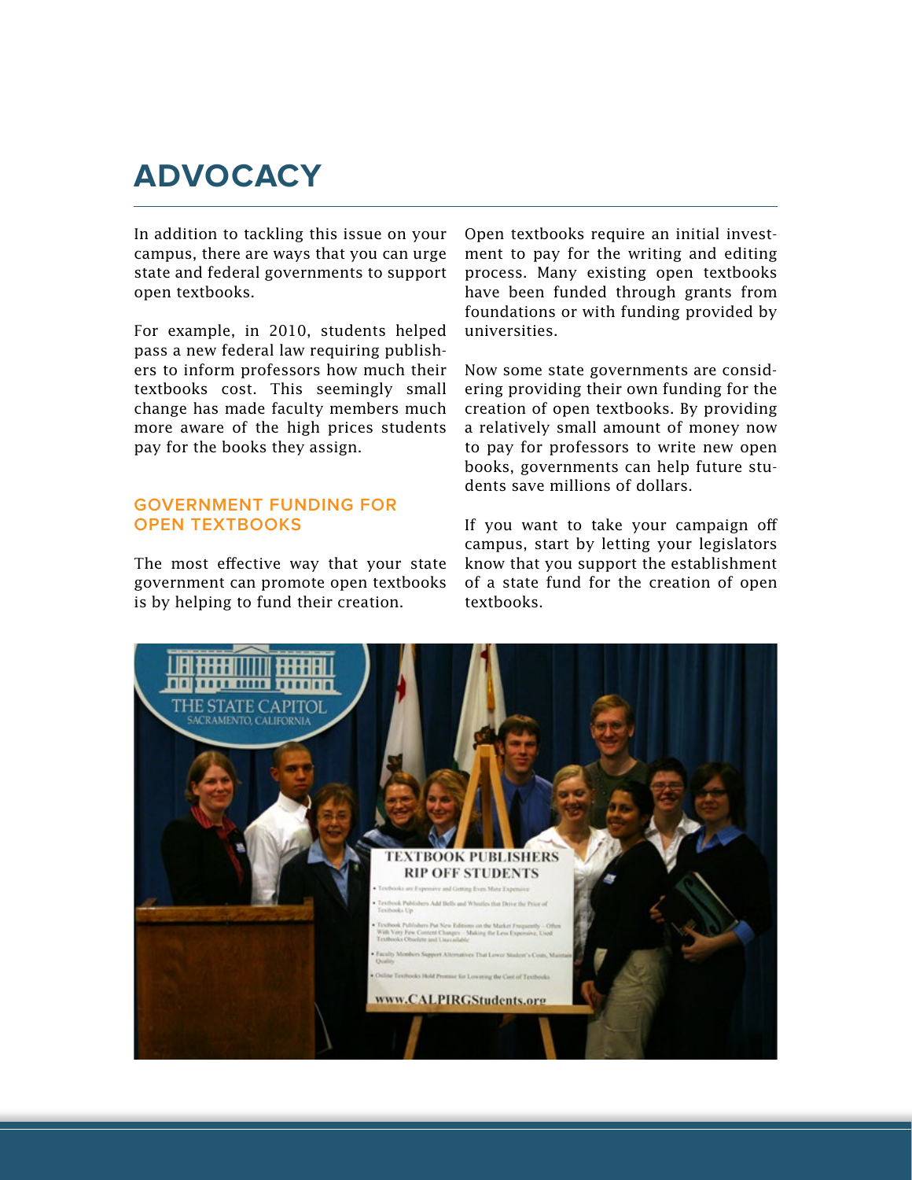# ADVOCACY

In addition to tackling this issue on your campus, there are ways that you can urge state and federal governments to support open textbooks.

For example, in 2010, students helped pass a new federal law requiring publishers to inform professors how much their textbooks cost. This seemingly small change has made faculty members much more aware of the high prices students pay for the books they assign.

## GOVERNMENT FUNDING FOR OPEN TEXTBOOKS

The most effective way that your state government can promote open textbooks is by helping to fund their creation.

Open textbooks require an initial investment to pay for the writing and editing process. Many existing open textbooks have been funded through grants from foundations or with funding provided by universities.

Now some state governments are considering providing their own funding for the creation of open textbooks. By providing a relatively small amount of money now to pay for professors to write new open books, governments can help future students save millions of dollars.

If you want to take your campaign off campus, start by letting your legislators know that you support the establishment of a state fund for the creation of open textbooks.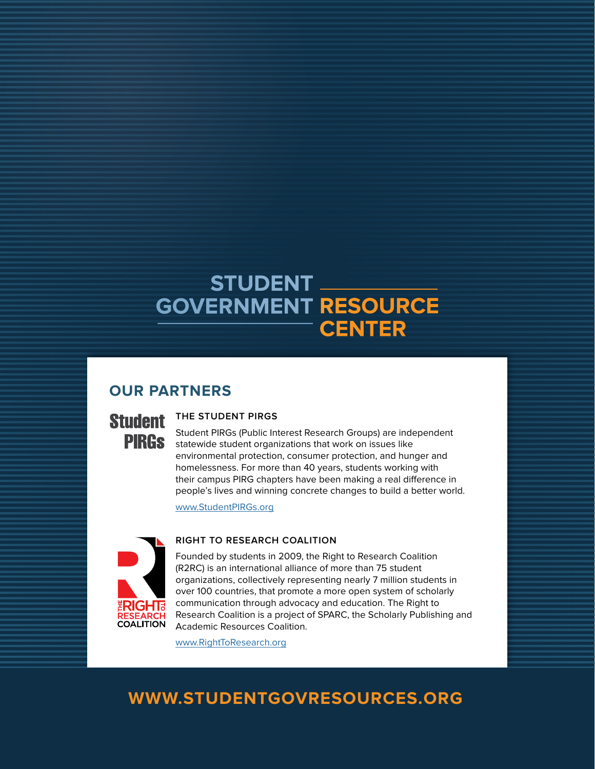STUDENT GOVERNMENT RESOURCE CENTER

## OUR PARTNERS

### THE STUDENT PIRGS

Student PIRGs (Public Interest Research Groups) are independent statewide student organizations that work on issues like environmental protection, consumer protection, and hunger and homelessness. For more than 40 years, students working with their campus PIRG chapters have been making a real difference in people's lives and winning concrete changes to build a better world.

www.StudentPIRGs.org

### RIGHT TO RESEARCH COALITION

Founded by students in 2009, the Right to Research Coalition (R2RC) is an international alliance of more than 75 student organizations, collectively representing nearly 7 million students in over 100 countries, that promote a more open system of scholarly communication through advocacy and education. The Right to Research Coalition is a project of SPARC, the Scholarly Publishing and Academic Resources Coalition.

www.RightToResearch.org

**WWW.STUDENTGOVRESOURCES.ORG**